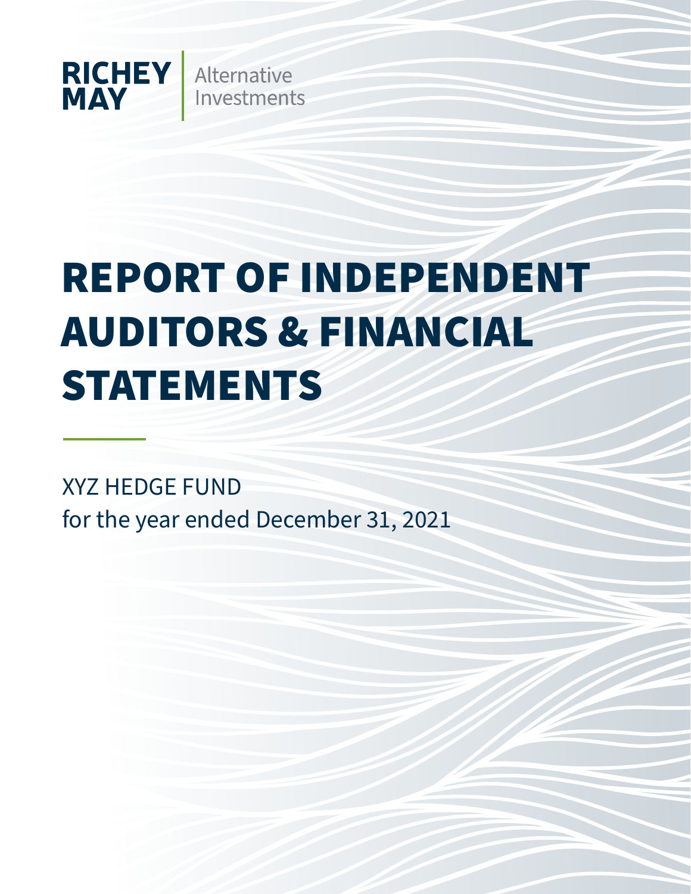RICHEY MAY | Alternative Investments

# REPORT OF INDEPENDENT AUDITORS & FINANCIAL STATEMENTS

XYZ HEDGE FUND

for the year ended December 31, 2021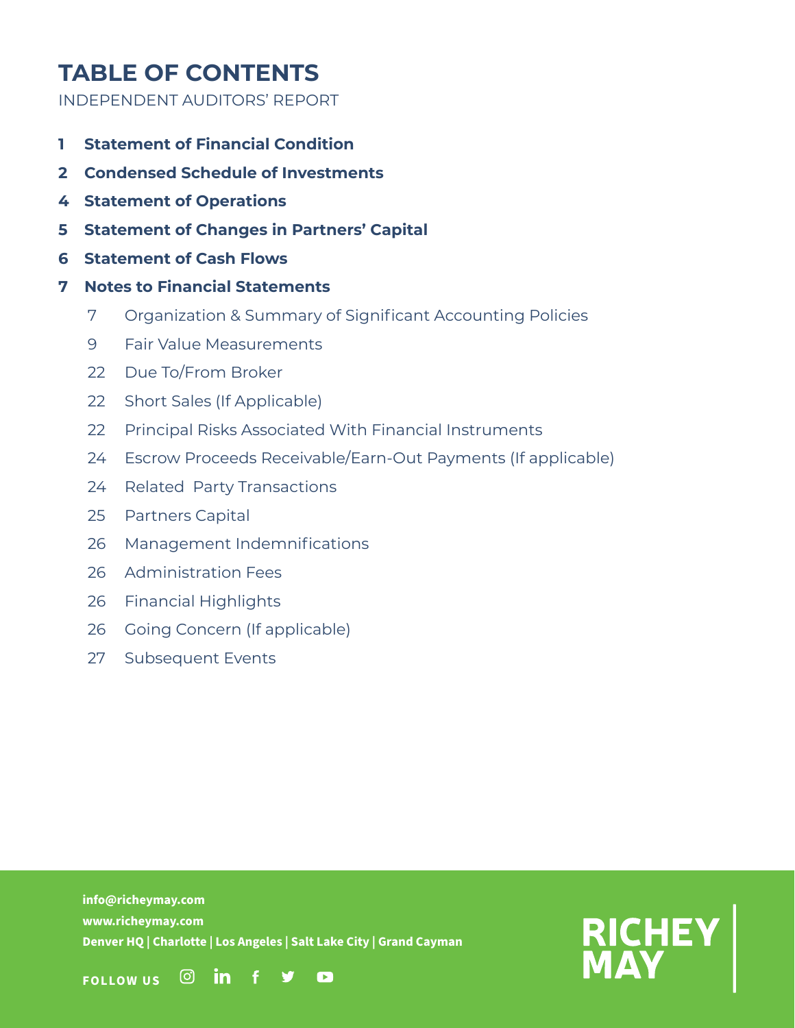# TABLE OF CONTENTS

INDEPENDENT AUDITORS' REPORT

**1 Statement of Financial Condition**

**2 Condensed Schedule of Investments**

**4 Statement of Operations**

**5 Statement of Changes in Partners' Capital**

**6 Statement of Cash Flows**

**7 Notes to Financial Statements**

- 7 Organization & Summary of Significant Accounting Policies
- 9 Fair Value Measurements
- 22 Due To/From Broker
- 22 Short Sales (If Applicable)
- 22 Principal Risks Associated With Financial Instruments
- 24 Escrow Proceeds Receivable/Earn-Out Payments (If applicable)
- 24 Related Party Transactions
- 25 Partners Capital
- 26 Management Indemnifications
- 26 Administration Fees
- 26 Financial Highlights
- 26 Going Concern (If applicable)
- 27 Subsequent Events

info@richeymay.com
www.richeymay.com
Denver HQ | Charlotte | Los Angeles | Salt Lake City | Grand Cayman

FOLLOW US

RICHEY MAY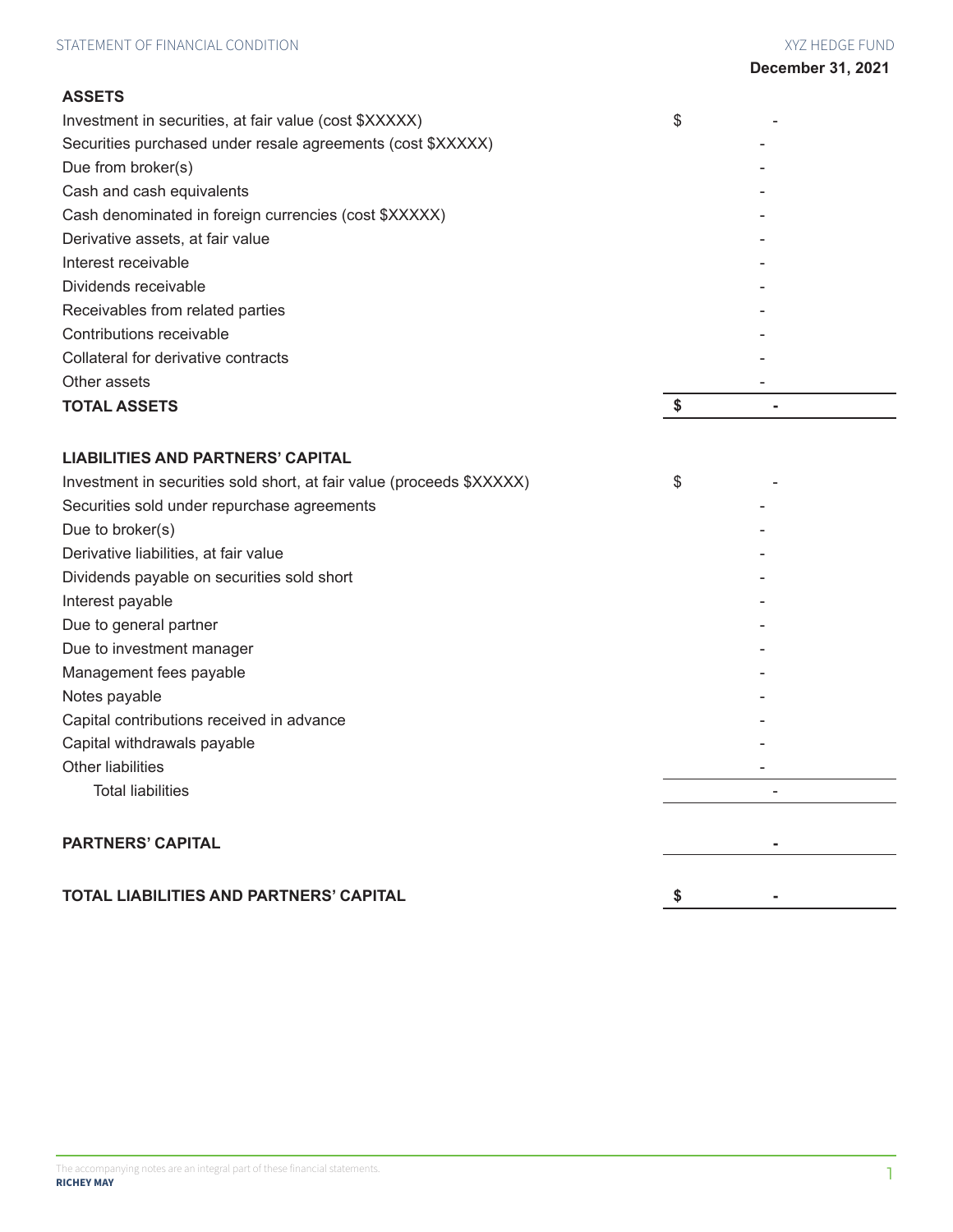STATEMENT OF FINANCIAL CONDITION

XYZ HEDGE FUND

**December 31, 2021**

| | | |
|---|---|---|
| **ASSETS** | | |
| Investment in securities, at fair value (cost $XXXXX) | $ | - |
| Securities purchased under resale agreements (cost $XXXXX) | | - |
| Due from broker(s) | | - |
| Cash and cash equivalents | | - |
| Cash denominated in foreign currencies (cost $XXXXX) | | - |
| Derivative assets, at fair value | | - |
| Interest receivable | | - |
| Dividends receivable | | - |
| Receivables from related parties | | - |
| Contributions receivable | | - |
| Collateral for derivative contracts | | - |
| Other assets | | - |
| **TOTAL ASSETS** | **$** | **-** |
| | | |
| **LIABILITIES AND PARTNERS' CAPITAL** | | |
| Investment in securities sold short, at fair value (proceeds $XXXXX) | $ | - |
| Securities sold under repurchase agreements | | - |
| Due to broker(s) | | - |
| Derivative liabilities, at fair value | | - |
| Dividends payable on securities sold short | | - |
| Interest payable | | - |
| Due to general partner | | - |
| Due to investment manager | | - |
| Management fees payable | | - |
| Notes payable | | - |
| Capital contributions received in advance | | - |
| Capital withdrawals payable | | - |
| Other liabilities | | - |
| Total liabilities | | - |
| | | |
| **PARTNERS' CAPITAL** | | **-** |
| | | |
| **TOTAL LIABILITIES AND PARTNERS' CAPITAL** | **$** | **-** |

The accompanying notes are an integral part of these financial statements.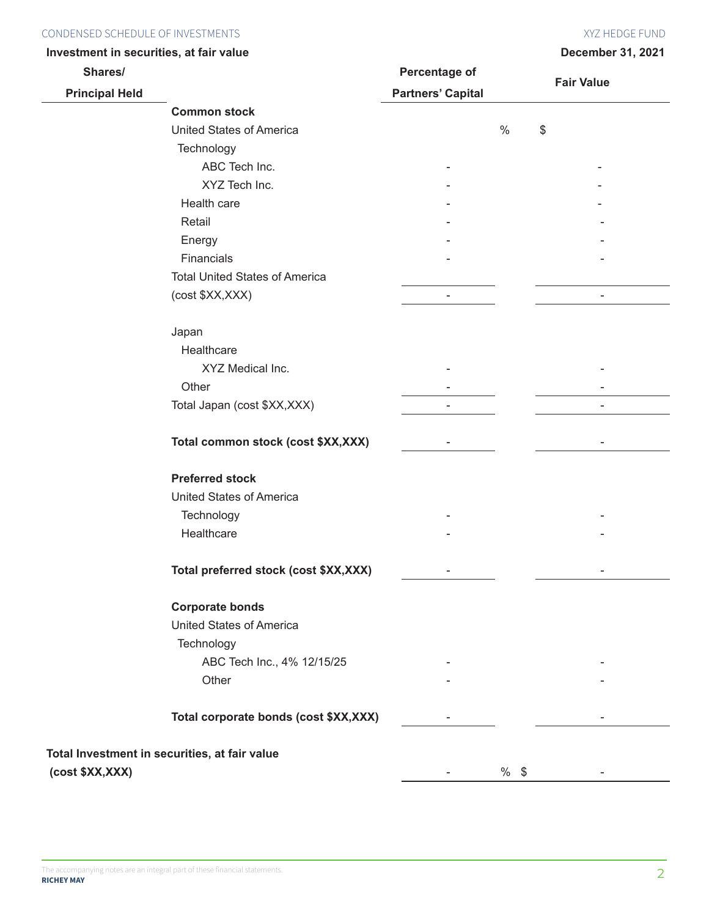## CONDENSED SCHEDULE OF INVESTMENTS

**XYZ HEDGE FUND**

**Investment in securities, at fair value**

**December 31, 2021**

| **Shares/ Principal Held** | | **Percentage of Partners' Capital** | **Fair Value** |
|---|---|---|---|
| | **Common stock** | | |
| | United States of America | % | $ |
| | Technology | | |
| | ABC Tech Inc. | - | - |
| | XYZ Tech Inc. | - | - |
| | Health care | - | - |
| | Retail | - | - |
| | Energy | - | - |
| | Financials | - | - |
| | Total United States of America (cost $XX,XXX) | - | - |
| | Japan | | |
| | Healthcare | | |
| | XYZ Medical Inc. | - | - |
| | Other | - | - |
| | Total Japan (cost $XX,XXX) | - | - |
| | **Total common stock (cost $XX,XXX)** | - | - |
| | **Preferred stock** | | |
| | United States of America | | |
| | Technology | - | - |
| | Healthcare | - | - |
| | **Total preferred stock (cost $XX,XXX)** | - | - |
| | **Corporate bonds** | | |
| | United States of America | | |
| | Technology | | |
| | ABC Tech Inc., 4% 12/15/25 | - | - |
| | Other | - | - |
| | **Total corporate bonds (cost $XX,XXX)** | - | - |
| **Total Investment in securities, at fair value (cost $XX,XXX)** | | - % | $ - |

The accompanying notes are an integral part of these financial statements.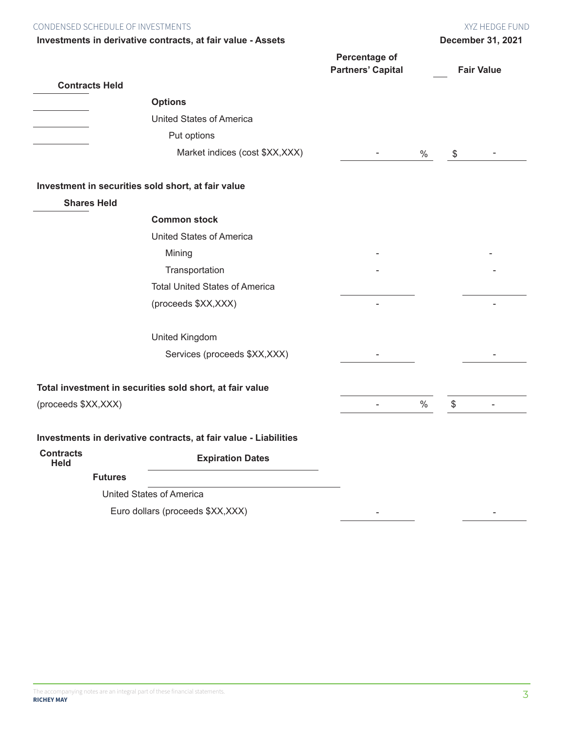Investments in derivative contracts, at fair value - Assets

December 31, 2021

| Contracts Held | | Percentage of Partners' Capital | | Fair Value |
|---|---|---|---|---|
| | **Options** | | | |
| | United States of America | | | |
| | Put options | | | |
| | Market indices (cost $XX,XXX) | - | % | $ - |

**Investment in securities sold short, at fair value**

| Shares Held | | Percentage of Partners' Capital | | Fair Value |
|---|---|---|---|---|
| | **Common stock** | | | |
| | United States of America | | | |
| | Mining | - | | - |
| | Transportation | - | | - |
| | Total United States of America (proceeds $XX,XXX) | - | | - |
| | United Kingdom | | | |
| | Services (proceeds $XX,XXX) | - | | - |

| **Total investment in securities sold short, at fair value** (proceeds $XX,XXX) | - | % | $ - |
|---|---|---|---|

**Investments in derivative contracts, at fair value - Liabilities**

| Contracts Held | | Expiration Dates | Percentage of Partners' Capital | Fair Value |
|---|---|---|---|---|
| **Futures** | | | | |
| | United States of America | | | |
| | Euro dollars (proceeds $XX,XXX) | | - | - |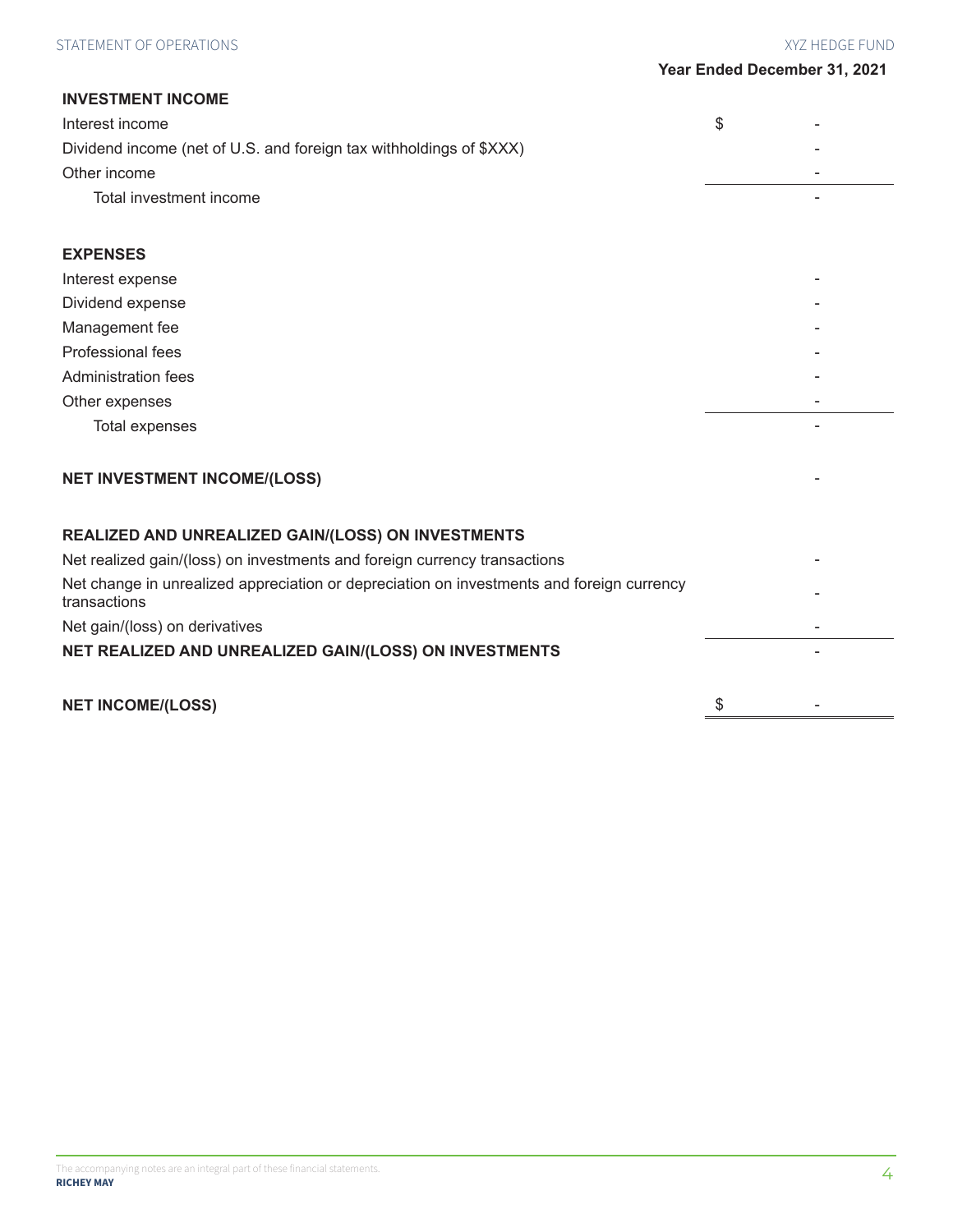## STATEMENT OF OPERATIONS

**XYZ HEDGE FUND**

| | Year Ended December 31, 2021 |
|---|---|
| **INVESTMENT INCOME** | |
| Interest income | $ - |
| Dividend income (net of U.S. and foreign tax withholdings of $XXX) | - |
| Other income | - |
| Total investment income | - |
| | |
| **EXPENSES** | |
| Interest expense | - |
| Dividend expense | - |
| Management fee | - |
| Professional fees | - |
| Administration fees | - |
| Other expenses | - |
| Total expenses | - |
| | |
| **NET INVESTMENT INCOME/(LOSS)** | - |
| | |
| **REALIZED AND UNREALIZED GAIN/(LOSS) ON INVESTMENTS** | |
| Net realized gain/(loss) on investments and foreign currency transactions | - |
| Net change in unrealized appreciation or depreciation on investments and foreign currency transactions | - |
| Net gain/(loss) on derivatives | - |
| **NET REALIZED AND UNREALIZED GAIN/(LOSS) ON INVESTMENTS** | - |
| | |
| **NET INCOME/(LOSS)** | $ - |

The accompanying notes are an integral part of these financial statements.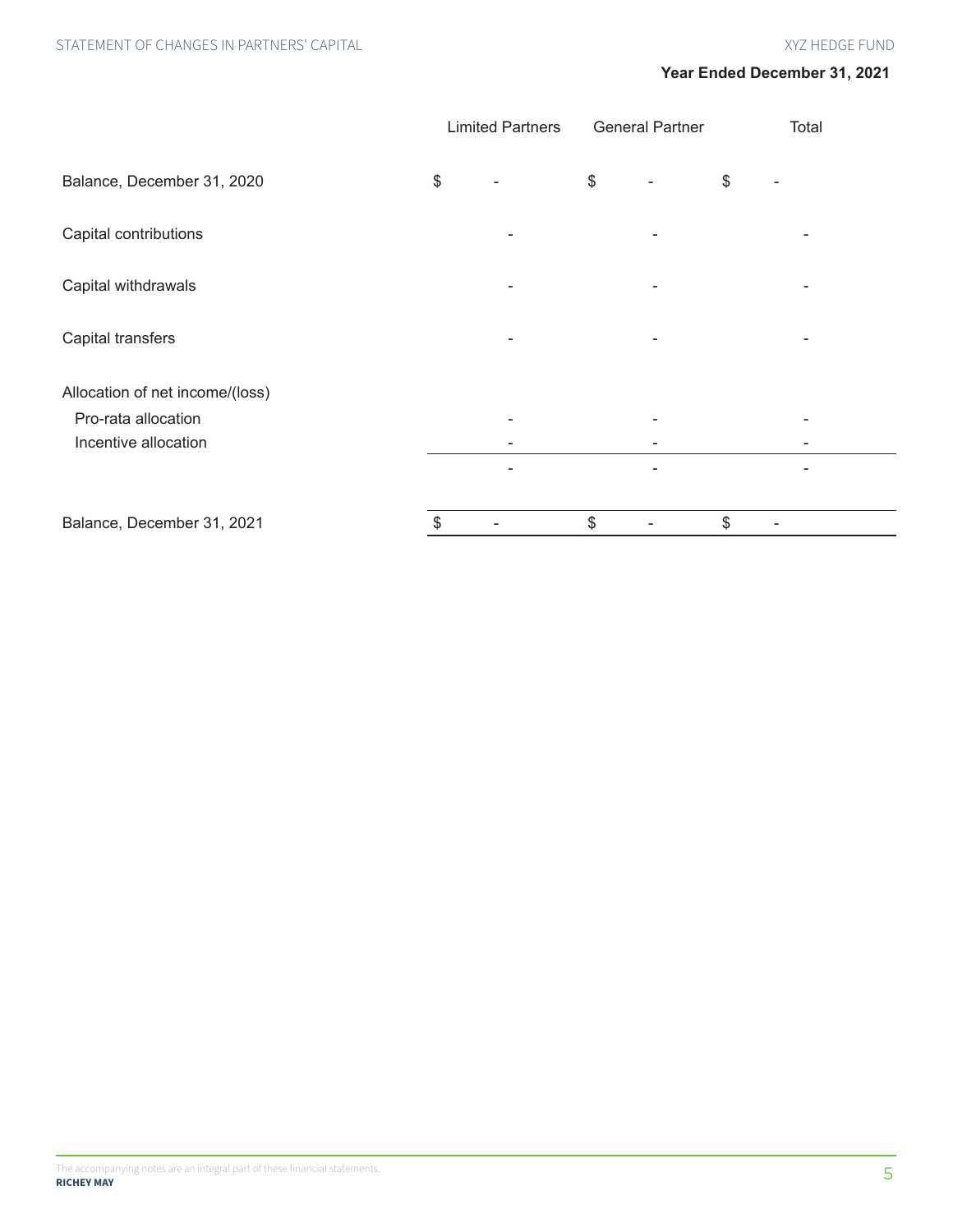**Year Ended December 31, 2021**

| | Limited Partners | General Partner | Total |
|---|---|---|---|
| Balance, December 31, 2020 | $ - | $ - | $ - |
| Capital contributions | - | - | - |
| Capital withdrawals | - | - | - |
| Capital transfers | - | - | - |
| Allocation of net income/(loss) | | | |
| Pro-rata allocation | - | - | - |
| Incentive allocation | - | - | - |
| | - | - | - |
| Balance, December 31, 2021 | $ - | $ - | $ - |

The accompanying notes are an integral part of these financial statements.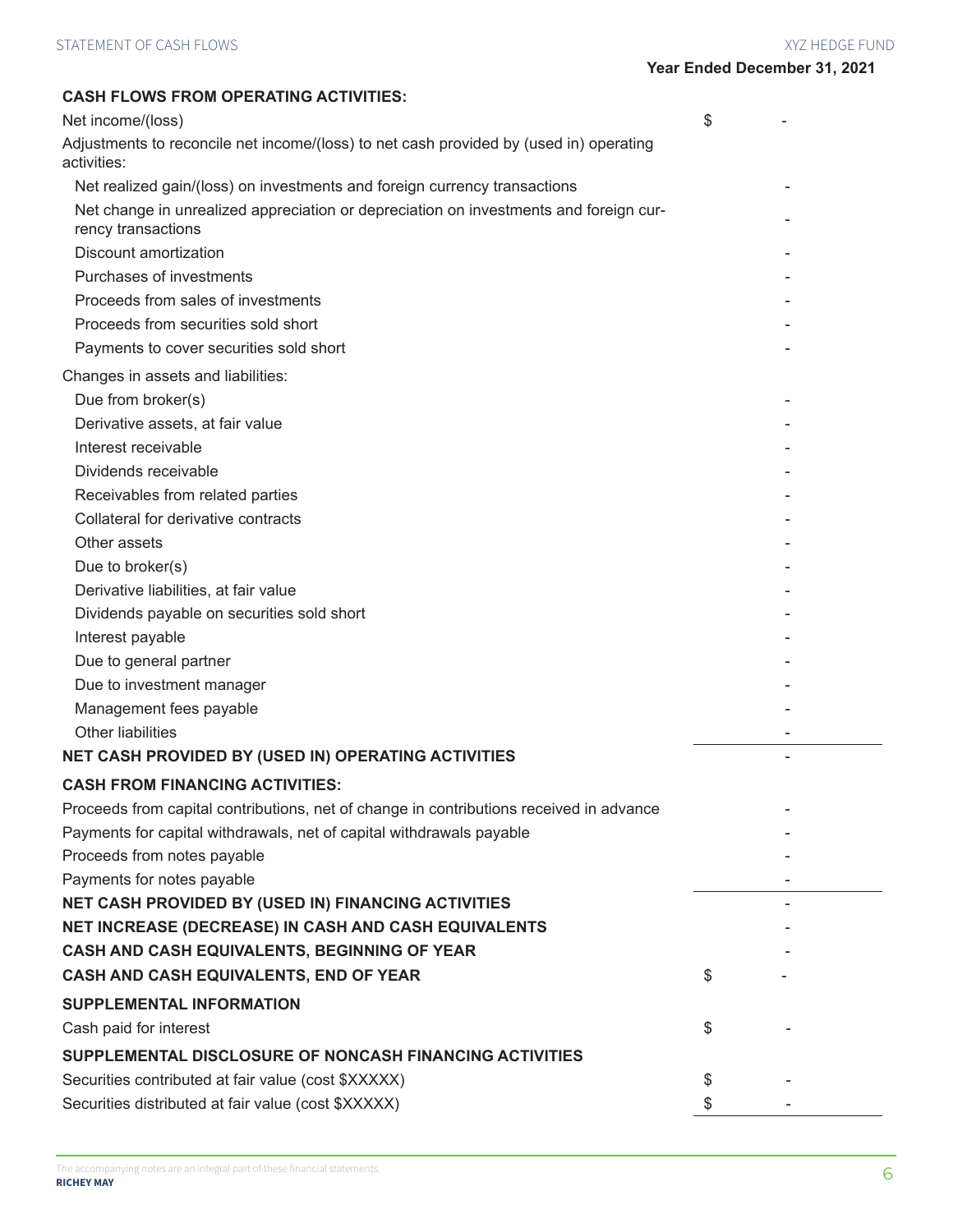## STATEMENT OF CASH FLOWS

**XYZ HEDGE FUND**

| | Year Ended December 31, 2021 |
|---|---|
| **CASH FLOWS FROM OPERATING ACTIVITIES:** | |
| Net income/(loss) | $ - |
| Adjustments to reconcile net income/(loss) to net cash provided by (used in) operating activities: | |
| Net realized gain/(loss) on investments and foreign currency transactions | - |
| Net change in unrealized appreciation or depreciation on investments and foreign currency transactions | - |
| Discount amortization | - |
| Purchases of investments | - |
| Proceeds from sales of investments | - |
| Proceeds from securities sold short | - |
| Payments to cover securities sold short | - |
| Changes in assets and liabilities: | |
| Due from broker(s) | - |
| Derivative assets, at fair value | - |
| Interest receivable | - |
| Dividends receivable | - |
| Receivables from related parties | - |
| Collateral for derivative contracts | - |
| Other assets | - |
| Due to broker(s) | - |
| Derivative liabilities, at fair value | - |
| Dividends payable on securities sold short | - |
| Interest payable | - |
| Due to general partner | - |
| Due to investment manager | - |
| Management fees payable | - |
| Other liabilities | - |
| **NET CASH PROVIDED BY (USED IN) OPERATING ACTIVITIES** | - |
| **CASH FROM FINANCING ACTIVITIES:** | |
| Proceeds from capital contributions, net of change in contributions received in advance | - |
| Payments for capital withdrawals, net of capital withdrawals payable | - |
| Proceeds from notes payable | - |
| Payments for notes payable | - |
| **NET CASH PROVIDED BY (USED IN) FINANCING ACTIVITIES** | - |
| **NET INCREASE (DECREASE) IN CASH AND CASH EQUIVALENTS** | - |
| **CASH AND CASH EQUIVALENTS, BEGINNING OF YEAR** | - |
| **CASH AND CASH EQUIVALENTS, END OF YEAR** | $ - |
| **SUPPLEMENTAL INFORMATION** | |
| Cash paid for interest | $ - |
| **SUPPLEMENTAL DISCLOSURE OF NONCASH FINANCING ACTIVITIES** | |
| Securities contributed at fair value (cost $XXXXX) | $ - |
| Securities distributed at fair value (cost $XXXXX) | $ - |

The accompanying notes are an integral part of these financial statements.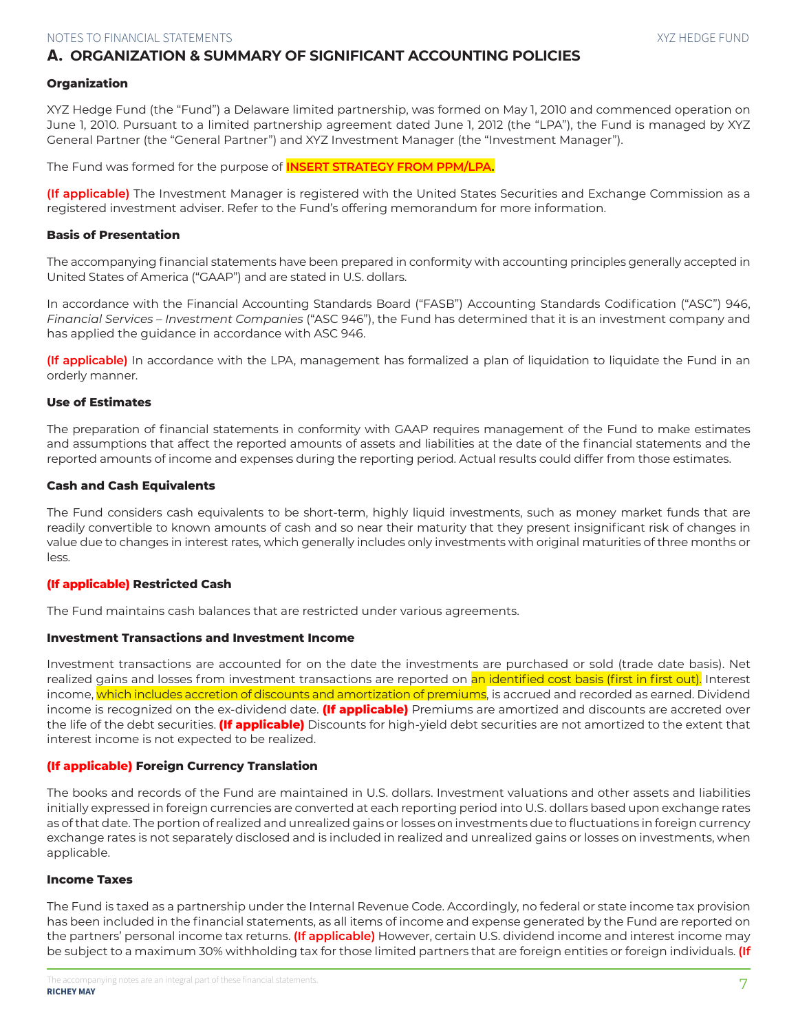## A. ORGANIZATION & SUMMARY OF SIGNIFICANT ACCOUNTING POLICIES

**Organization**

XYZ Hedge Fund (the "Fund") a Delaware limited partnership, was formed on May 1, 2010 and commenced operation on June 1, 2010. Pursuant to a limited partnership agreement dated June 1, 2012 (the "LPA"), the Fund is managed by XYZ General Partner (the "General Partner") and XYZ Investment Manager (the "Investment Manager").

The Fund was formed for the purpose of **INSERT STRATEGY FROM PPM/LPA.**

**(If applicable)** The Investment Manager is registered with the United States Securities and Exchange Commission as a registered investment adviser. Refer to the Fund's offering memorandum for more information.

**Basis of Presentation**

The accompanying financial statements have been prepared in conformity with accounting principles generally accepted in United States of America ("GAAP") and are stated in U.S. dollars.

In accordance with the Financial Accounting Standards Board ("FASB") Accounting Standards Codification ("ASC") 946, *Financial Services – Investment Companies* ("ASC 946"), the Fund has determined that it is an investment company and has applied the guidance in accordance with ASC 946.

**(If applicable)** In accordance with the LPA, management has formalized a plan of liquidation to liquidate the Fund in an orderly manner.

**Use of Estimates**

The preparation of financial statements in conformity with GAAP requires management of the Fund to make estimates and assumptions that affect the reported amounts of assets and liabilities at the date of the financial statements and the reported amounts of income and expenses during the reporting period. Actual results could differ from those estimates.

**Cash and Cash Equivalents**

The Fund considers cash equivalents to be short-term, highly liquid investments, such as money market funds that are readily convertible to known amounts of cash and so near their maturity that they present insignificant risk of changes in value due to changes in interest rates, which generally includes only investments with original maturities of three months or less.

**(If applicable) Restricted Cash**

The Fund maintains cash balances that are restricted under various agreements.

**Investment Transactions and Investment Income**

Investment transactions are accounted for on the date the investments are purchased or sold (trade date basis). Net realized gains and losses from investment transactions are reported on an identified cost basis (first in first out). Interest income, which includes accretion of discounts and amortization of premiums, is accrued and recorded as earned. Dividend income is recognized on the ex-dividend date. **(If applicable)** Premiums are amortized and discounts are accreted over the life of the debt securities. **(If applicable)** Discounts for high-yield debt securities are not amortized to the extent that interest income is not expected to be realized.

**(If applicable) Foreign Currency Translation**

The books and records of the Fund are maintained in U.S. dollars. Investment valuations and other assets and liabilities initially expressed in foreign currencies are converted at each reporting period into U.S. dollars based upon exchange rates as of that date. The portion of realized and unrealized gains or losses on investments due to fluctuations in foreign currency exchange rates is not separately disclosed and is included in realized and unrealized gains or losses on investments, when applicable.

**Income Taxes**

The Fund is taxed as a partnership under the Internal Revenue Code. Accordingly, no federal or state income tax provision has been included in the financial statements, as all items of income and expense generated by the Fund are reported on the partners' personal income tax returns. **(If applicable)** However, certain U.S. dividend income and interest income may be subject to a maximum 30% withholding tax for those limited partners that are foreign entities or foreign individuals. **(If**

The accompanying notes are an integral part of these financial statements.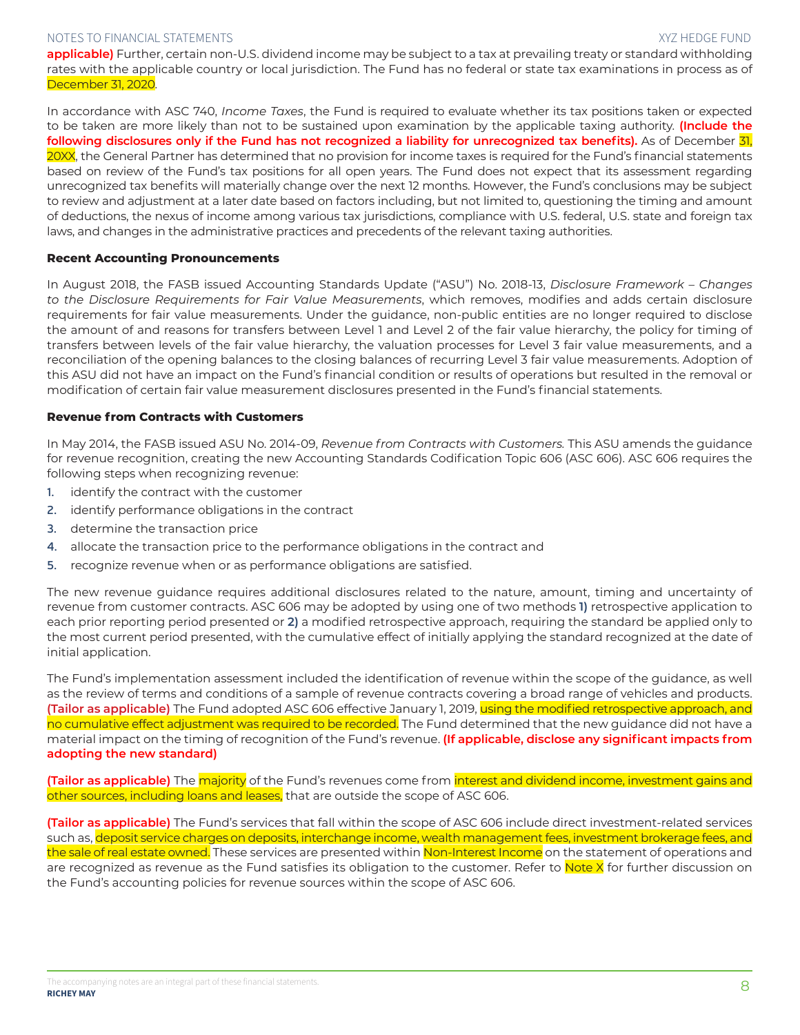**applicable)** Further, certain non-U.S. dividend income may be subject to a tax at prevailing treaty or standard withholding rates with the applicable country or local jurisdiction. The Fund has no federal or state tax examinations in process as of December 31, 2020.

In accordance with ASC 740, *Income Taxes*, the Fund is required to evaluate whether its tax positions taken or expected to be taken are more likely than not to be sustained upon examination by the applicable taxing authority. **(Include the following disclosures only if the Fund has not recognized a liability for unrecognized tax benefits).** As of December 31, 20XX, the General Partner has determined that no provision for income taxes is required for the Fund's financial statements based on review of the Fund's tax positions for all open years. The Fund does not expect that its assessment regarding unrecognized tax benefits will materially change over the next 12 months. However, the Fund's conclusions may be subject to review and adjustment at a later date based on factors including, but not limited to, questioning the timing and amount of deductions, the nexus of income among various tax jurisdictions, compliance with U.S. federal, U.S. state and foreign tax laws, and changes in the administrative practices and precedents of the relevant taxing authorities.

**Recent Accounting Pronouncements**

In August 2018, the FASB issued Accounting Standards Update ("ASU") No. 2018-13, *Disclosure Framework – Changes to the Disclosure Requirements for Fair Value Measurements*, which removes, modifies and adds certain disclosure requirements for fair value measurements. Under the guidance, non-public entities are no longer required to disclose the amount of and reasons for transfers between Level 1 and Level 2 of the fair value hierarchy, the policy for timing of transfers between levels of the fair value hierarchy, the valuation processes for Level 3 fair value measurements, and a reconciliation of the opening balances to the closing balances of recurring Level 3 fair value measurements. Adoption of this ASU did not have an impact on the Fund's financial condition or results of operations but resulted in the removal or modification of certain fair value measurement disclosures presented in the Fund's financial statements.

**Revenue from Contracts with Customers**

In May 2014, the FASB issued ASU No. 2014-09, *Revenue from Contracts with Customers.* This ASU amends the guidance for revenue recognition, creating the new Accounting Standards Codification Topic 606 (ASC 606). ASC 606 requires the following steps when recognizing revenue:

1. identify the contract with the customer
2. identify performance obligations in the contract
3. determine the transaction price
4. allocate the transaction price to the performance obligations in the contract and
5. recognize revenue when or as performance obligations are satisfied.

The new revenue guidance requires additional disclosures related to the nature, amount, timing and uncertainty of revenue from customer contracts. ASC 606 may be adopted by using one of two methods **1)** retrospective application to each prior reporting period presented or **2)** a modified retrospective approach, requiring the standard be applied only to the most current period presented, with the cumulative effect of initially applying the standard recognized at the date of initial application.

The Fund's implementation assessment included the identification of revenue within the scope of the guidance, as well as the review of terms and conditions of a sample of revenue contracts covering a broad range of vehicles and products. **(Tailor as applicable)** The Fund adopted ASC 606 effective January 1, 2019, using the modified retrospective approach, and no cumulative effect adjustment was required to be recorded. The Fund determined that the new guidance did not have a material impact on the timing of recognition of the Fund's revenue. **(If applicable, disclose any significant impacts from adopting the new standard)**

**(Tailor as applicable)** The majority of the Fund's revenues come from interest and dividend income, investment gains and other sources, including loans and leases, that are outside the scope of ASC 606.

**(Tailor as applicable)** The Fund's services that fall within the scope of ASC 606 include direct investment-related services such as, deposit service charges on deposits, interchange income, wealth management fees, investment brokerage fees, and the sale of real estate owned. These services are presented within Non-Interest Income on the statement of operations and are recognized as revenue as the Fund satisfies its obligation to the customer. Refer to Note X for further discussion on the Fund's accounting policies for revenue sources within the scope of ASC 606.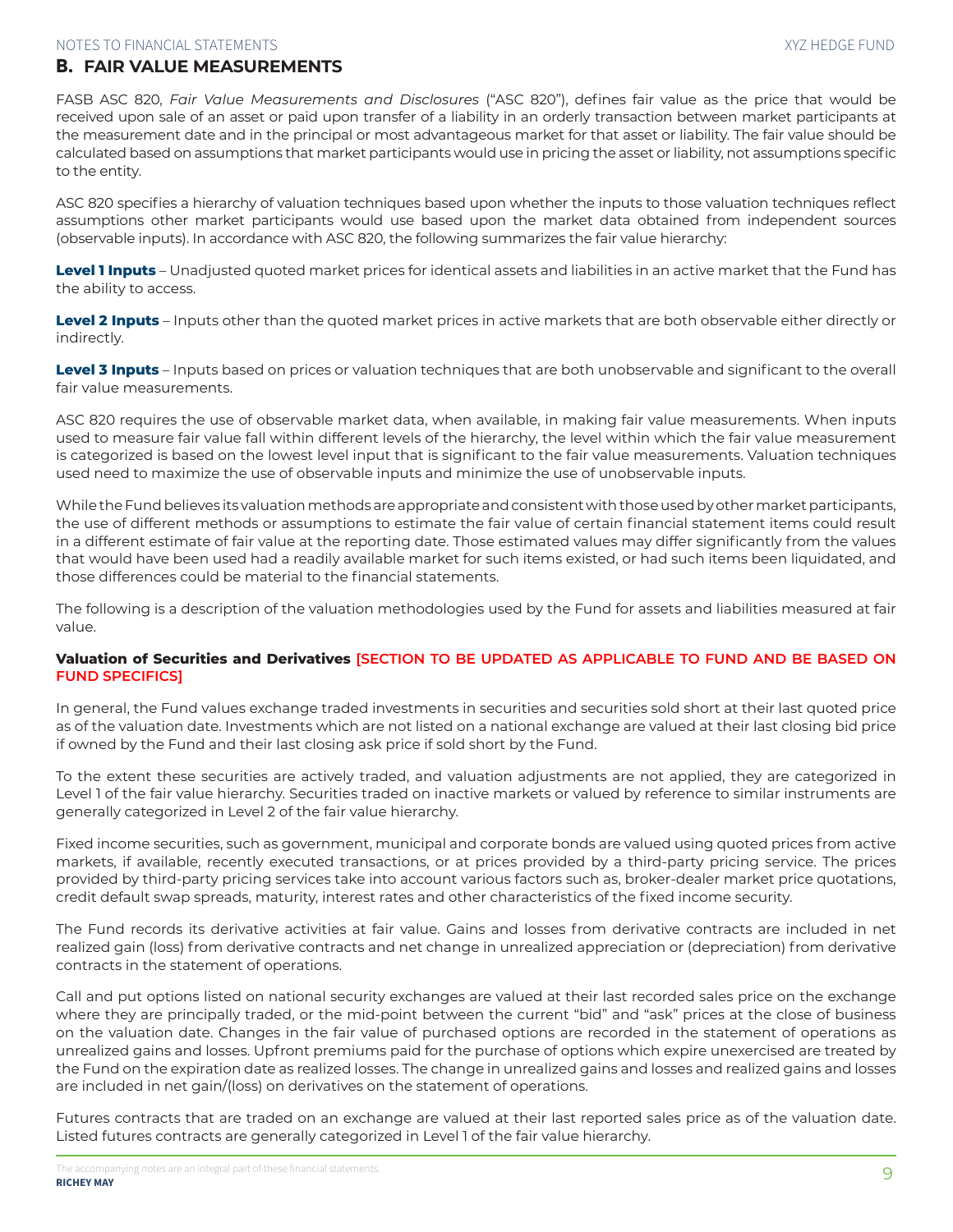## B. FAIR VALUE MEASUREMENTS

FASB ASC 820, *Fair Value Measurements and Disclosures* ("ASC 820"), defines fair value as the price that would be received upon sale of an asset or paid upon transfer of a liability in an orderly transaction between market participants at the measurement date and in the principal or most advantageous market for that asset or liability. The fair value should be calculated based on assumptions that market participants would use in pricing the asset or liability, not assumptions specific to the entity.

ASC 820 specifies a hierarchy of valuation techniques based upon whether the inputs to those valuation techniques reflect assumptions other market participants would use based upon the market data obtained from independent sources (observable inputs). In accordance with ASC 820, the following summarizes the fair value hierarchy:

**Level 1 Inputs** – Unadjusted quoted market prices for identical assets and liabilities in an active market that the Fund has the ability to access.

**Level 2 Inputs** – Inputs other than the quoted market prices in active markets that are both observable either directly or indirectly.

**Level 3 Inputs** – Inputs based on prices or valuation techniques that are both unobservable and significant to the overall fair value measurements.

ASC 820 requires the use of observable market data, when available, in making fair value measurements. When inputs used to measure fair value fall within different levels of the hierarchy, the level within which the fair value measurement is categorized is based on the lowest level input that is significant to the fair value measurements. Valuation techniques used need to maximize the use of observable inputs and minimize the use of unobservable inputs.

While the Fund believes its valuation methods are appropriate and consistent with those used by other market participants, the use of different methods or assumptions to estimate the fair value of certain financial statement items could result in a different estimate of fair value at the reporting date. Those estimated values may differ significantly from the values that would have been used had a readily available market for such items existed, or had such items been liquidated, and those differences could be material to the financial statements.

The following is a description of the valuation methodologies used by the Fund for assets and liabilities measured at fair value.

**Valuation of Securities and Derivatives [SECTION TO BE UPDATED AS APPLICABLE TO FUND AND BE BASED ON FUND SPECIFICS]**

In general, the Fund values exchange traded investments in securities and securities sold short at their last quoted price as of the valuation date. Investments which are not listed on a national exchange are valued at their last closing bid price if owned by the Fund and their last closing ask price if sold short by the Fund.

To the extent these securities are actively traded, and valuation adjustments are not applied, they are categorized in Level 1 of the fair value hierarchy. Securities traded on inactive markets or valued by reference to similar instruments are generally categorized in Level 2 of the fair value hierarchy.

Fixed income securities, such as government, municipal and corporate bonds are valued using quoted prices from active markets, if available, recently executed transactions, or at prices provided by a third-party pricing service. The prices provided by third-party pricing services take into account various factors such as, broker-dealer market price quotations, credit default swap spreads, maturity, interest rates and other characteristics of the fixed income security.

The Fund records its derivative activities at fair value. Gains and losses from derivative contracts are included in net realized gain (loss) from derivative contracts and net change in unrealized appreciation or (depreciation) from derivative contracts in the statement of operations.

Call and put options listed on national security exchanges are valued at their last recorded sales price on the exchange where they are principally traded, or the mid-point between the current "bid" and "ask" prices at the close of business on the valuation date. Changes in the fair value of purchased options are recorded in the statement of operations as unrealized gains and losses. Upfront premiums paid for the purchase of options which expire unexercised are treated by the Fund on the expiration date as realized losses. The change in unrealized gains and losses and realized gains and losses are included in net gain/(loss) on derivatives on the statement of operations.

Futures contracts that are traded on an exchange are valued at their last reported sales price as of the valuation date. Listed futures contracts are generally categorized in Level 1 of the fair value hierarchy.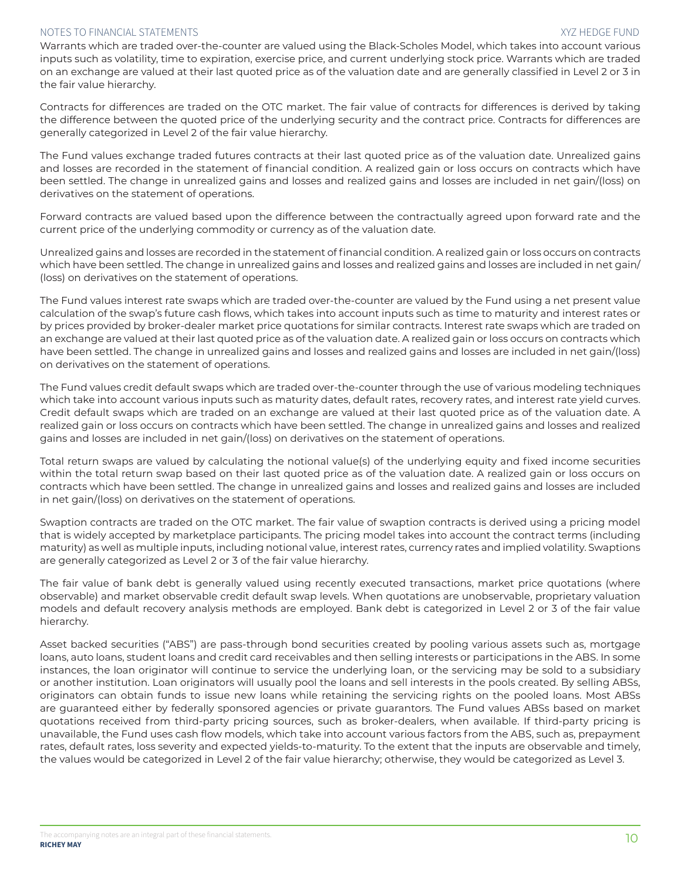Warrants which are traded over-the-counter are valued using the Black-Scholes Model, which takes into account various inputs such as volatility, time to expiration, exercise price, and current underlying stock price. Warrants which are traded on an exchange are valued at their last quoted price as of the valuation date and are generally classified in Level 2 or 3 in the fair value hierarchy.

Contracts for differences are traded on the OTC market. The fair value of contracts for differences is derived by taking the difference between the quoted price of the underlying security and the contract price. Contracts for differences are generally categorized in Level 2 of the fair value hierarchy.

The Fund values exchange traded futures contracts at their last quoted price as of the valuation date. Unrealized gains and losses are recorded in the statement of financial condition. A realized gain or loss occurs on contracts which have been settled. The change in unrealized gains and losses and realized gains and losses are included in net gain/(loss) on derivatives on the statement of operations.

Forward contracts are valued based upon the difference between the contractually agreed upon forward rate and the current price of the underlying commodity or currency as of the valuation date.

Unrealized gains and losses are recorded in the statement of financial condition. A realized gain or loss occurs on contracts which have been settled. The change in unrealized gains and losses and realized gains and losses are included in net gain/(loss) on derivatives on the statement of operations.

The Fund values interest rate swaps which are traded over-the-counter are valued by the Fund using a net present value calculation of the swap's future cash flows, which takes into account inputs such as time to maturity and interest rates or by prices provided by broker-dealer market price quotations for similar contracts. Interest rate swaps which are traded on an exchange are valued at their last quoted price as of the valuation date. A realized gain or loss occurs on contracts which have been settled. The change in unrealized gains and losses and realized gains and losses are included in net gain/(loss) on derivatives on the statement of operations.

The Fund values credit default swaps which are traded over-the-counter through the use of various modeling techniques which take into account various inputs such as maturity dates, default rates, recovery rates, and interest rate yield curves. Credit default swaps which are traded on an exchange are valued at their last quoted price as of the valuation date. A realized gain or loss occurs on contracts which have been settled. The change in unrealized gains and losses and realized gains and losses are included in net gain/(loss) on derivatives on the statement of operations.

Total return swaps are valued by calculating the notional value(s) of the underlying equity and fixed income securities within the total return swap based on their last quoted price as of the valuation date. A realized gain or loss occurs on contracts which have been settled. The change in unrealized gains and losses and realized gains and losses are included in net gain/(loss) on derivatives on the statement of operations.

Swaption contracts are traded on the OTC market. The fair value of swaption contracts is derived using a pricing model that is widely accepted by marketplace participants. The pricing model takes into account the contract terms (including maturity) as well as multiple inputs, including notional value, interest rates, currency rates and implied volatility. Swaptions are generally categorized as Level 2 or 3 of the fair value hierarchy.

The fair value of bank debt is generally valued using recently executed transactions, market price quotations (where observable) and market observable credit default swap levels. When quotations are unobservable, proprietary valuation models and default recovery analysis methods are employed. Bank debt is categorized in Level 2 or 3 of the fair value hierarchy.

Asset backed securities ("ABS") are pass-through bond securities created by pooling various assets such as, mortgage loans, auto loans, student loans and credit card receivables and then selling interests or participations in the ABS. In some instances, the loan originator will continue to service the underlying loan, or the servicing may be sold to a subsidiary or another institution. Loan originators will usually pool the loans and sell interests in the pools created. By selling ABSs, originators can obtain funds to issue new loans while retaining the servicing rights on the pooled loans. Most ABSs are guaranteed either by federally sponsored agencies or private guarantors. The Fund values ABSs based on market quotations received from third-party pricing sources, such as broker-dealers, when available. If third-party pricing is unavailable, the Fund uses cash flow models, which take into account various factors from the ABS, such as, prepayment rates, default rates, loss severity and expected yields-to-maturity. To the extent that the inputs are observable and timely, the values would be categorized in Level 2 of the fair value hierarchy; otherwise, they would be categorized as Level 3.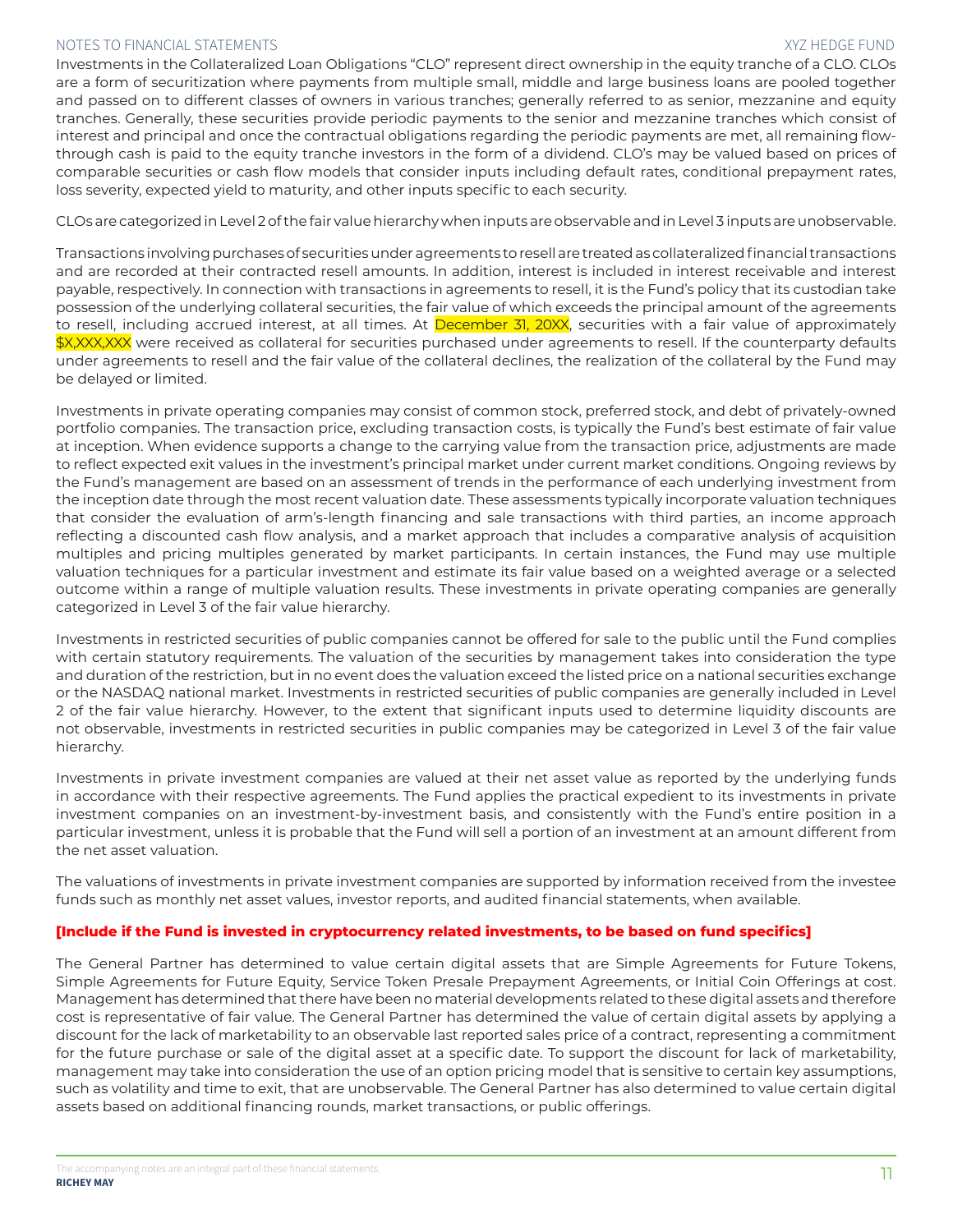Investments in the Collateralized Loan Obligations "CLO" represent direct ownership in the equity tranche of a CLO. CLOs are a form of securitization where payments from multiple small, middle and large business loans are pooled together and passed on to different classes of owners in various tranches; generally referred to as senior, mezzanine and equity tranches. Generally, these securities provide periodic payments to the senior and mezzanine tranches which consist of interest and principal and once the contractual obligations regarding the periodic payments are met, all remaining flow-through cash is paid to the equity tranche investors in the form of a dividend. CLO's may be valued based on prices of comparable securities or cash flow models that consider inputs including default rates, conditional prepayment rates, loss severity, expected yield to maturity, and other inputs specific to each security.

CLOs are categorized in Level 2 of the fair value hierarchy when inputs are observable and in Level 3 inputs are unobservable.

Transactions involving purchases of securities under agreements to resell are treated as collateralized financial transactions and are recorded at their contracted resell amounts. In addition, interest is included in interest receivable and interest payable, respectively. In connection with transactions in agreements to resell, it is the Fund's policy that its custodian take possession of the underlying collateral securities, the fair value of which exceeds the principal amount of the agreements to resell, including accrued interest, at all times. At December 31, 20XX, securities with a fair value of approximately $X,XXX,XXX were received as collateral for securities purchased under agreements to resell. If the counterparty defaults under agreements to resell and the fair value of the collateral declines, the realization of the collateral by the Fund may be delayed or limited.

Investments in private operating companies may consist of common stock, preferred stock, and debt of privately-owned portfolio companies. The transaction price, excluding transaction costs, is typically the Fund's best estimate of fair value at inception. When evidence supports a change to the carrying value from the transaction price, adjustments are made to reflect expected exit values in the investment's principal market under current market conditions. Ongoing reviews by the Fund's management are based on an assessment of trends in the performance of each underlying investment from the inception date through the most recent valuation date. These assessments typically incorporate valuation techniques that consider the evaluation of arm's-length financing and sale transactions with third parties, an income approach reflecting a discounted cash flow analysis, and a market approach that includes a comparative analysis of acquisition multiples and pricing multiples generated by market participants. In certain instances, the Fund may use multiple valuation techniques for a particular investment and estimate its fair value based on a weighted average or a selected outcome within a range of multiple valuation results. These investments in private operating companies are generally categorized in Level 3 of the fair value hierarchy.

Investments in restricted securities of public companies cannot be offered for sale to the public until the Fund complies with certain statutory requirements. The valuation of the securities by management takes into consideration the type and duration of the restriction, but in no event does the valuation exceed the listed price on a national securities exchange or the NASDAQ national market. Investments in restricted securities of public companies are generally included in Level 2 of the fair value hierarchy. However, to the extent that significant inputs used to determine liquidity discounts are not observable, investments in restricted securities in public companies may be categorized in Level 3 of the fair value hierarchy.

Investments in private investment companies are valued at their net asset value as reported by the underlying funds in accordance with their respective agreements. The Fund applies the practical expedient to its investments in private investment companies on an investment-by-investment basis, and consistently with the Fund's entire position in a particular investment, unless it is probable that the Fund will sell a portion of an investment at an amount different from the net asset valuation.

The valuations of investments in private investment companies are supported by information received from the investee funds such as monthly net asset values, investor reports, and audited financial statements, when available.

**[Include if the Fund is invested in cryptocurrency related investments, to be based on fund specifics]**

The General Partner has determined to value certain digital assets that are Simple Agreements for Future Tokens, Simple Agreements for Future Equity, Service Token Presale Prepayment Agreements, or Initial Coin Offerings at cost. Management has determined that there have been no material developments related to these digital assets and therefore cost is representative of fair value. The General Partner has determined the value of certain digital assets by applying a discount for the lack of marketability to an observable last reported sales price of a contract, representing a commitment for the future purchase or sale of the digital asset at a specific date. To support the discount for lack of marketability, management may take into consideration the use of an option pricing model that is sensitive to certain key assumptions, such as volatility and time to exit, that are unobservable. The General Partner has also determined to value certain digital assets based on additional financing rounds, market transactions, or public offerings.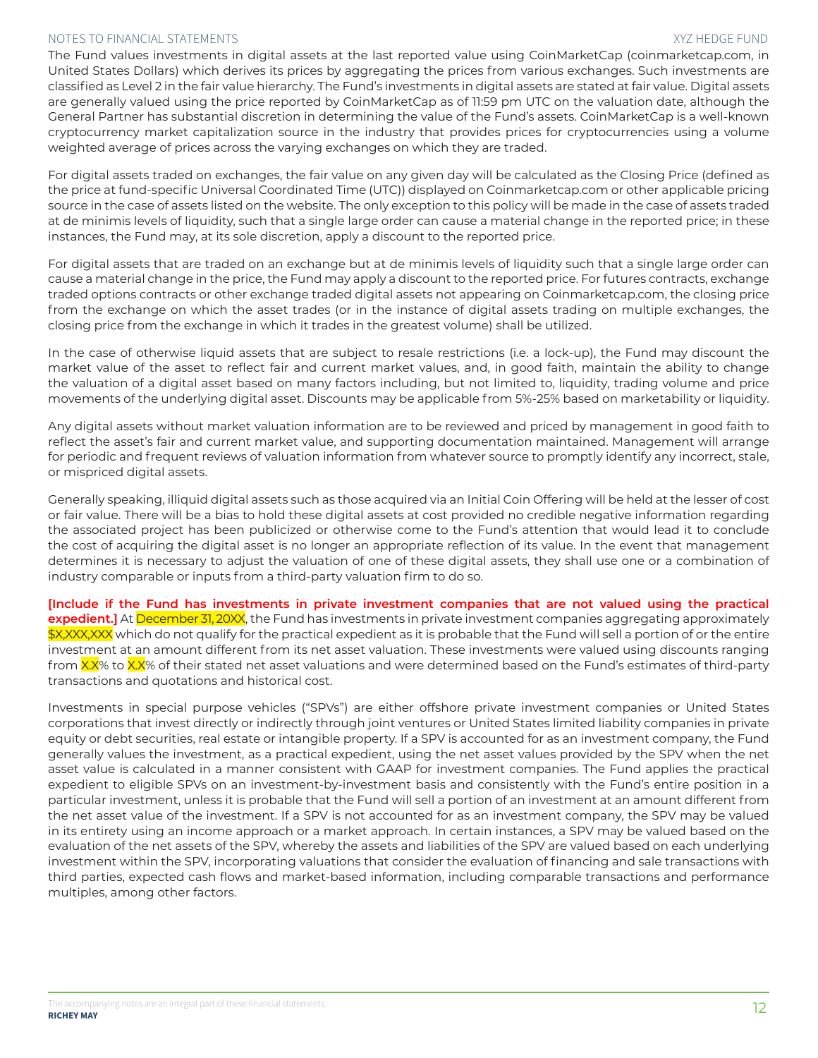The Fund values investments in digital assets at the last reported value using CoinMarketCap (coinmarketcap.com, in United States Dollars) which derives its prices by aggregating the prices from various exchanges. Such investments are classified as Level 2 in the fair value hierarchy. The Fund's investments in digital assets are stated at fair value. Digital assets are generally valued using the price reported by CoinMarketCap as of 11:59 pm UTC on the valuation date, although the General Partner has substantial discretion in determining the value of the Fund's assets. CoinMarketCap is a well-known cryptocurrency market capitalization source in the industry that provides prices for cryptocurrencies using a volume weighted average of prices across the varying exchanges on which they are traded.

For digital assets traded on exchanges, the fair value on any given day will be calculated as the Closing Price (defined as the price at fund-specific Universal Coordinated Time (UTC)) displayed on Coinmarketcap.com or other applicable pricing source in the case of assets listed on the website. The only exception to this policy will be made in the case of assets traded at de minimis levels of liquidity, such that a single large order can cause a material change in the reported price; in these instances, the Fund may, at its sole discretion, apply a discount to the reported price.

For digital assets that are traded on an exchange but at de minimis levels of liquidity such that a single large order can cause a material change in the price, the Fund may apply a discount to the reported price. For futures contracts, exchange traded options contracts or other exchange traded digital assets not appearing on Coinmarketcap.com, the closing price from the exchange on which the asset trades (or in the instance of digital assets trading on multiple exchanges, the closing price from the exchange in which it trades in the greatest volume) shall be utilized.

In the case of otherwise liquid assets that are subject to resale restrictions (i.e. a lock-up), the Fund may discount the market value of the asset to reflect fair and current market values, and, in good faith, maintain the ability to change the valuation of a digital asset based on many factors including, but not limited to, liquidity, trading volume and price movements of the underlying digital asset. Discounts may be applicable from 5%-25% based on marketability or liquidity.

Any digital assets without market valuation information are to be reviewed and priced by management in good faith to reflect the asset's fair and current market value, and supporting documentation maintained. Management will arrange for periodic and frequent reviews of valuation information from whatever source to promptly identify any incorrect, stale, or mispriced digital assets.

Generally speaking, illiquid digital assets such as those acquired via an Initial Coin Offering will be held at the lesser of cost or fair value. There will be a bias to hold these digital assets at cost provided no credible negative information regarding the associated project has been publicized or otherwise come to the Fund's attention that would lead it to conclude the cost of acquiring the digital asset is no longer an appropriate reflection of its value. In the event that management determines it is necessary to adjust the valuation of one of these digital assets, they shall use one or a combination of industry comparable or inputs from a third-party valuation firm to do so.

**[Include if the Fund has investments in private investment companies that are not valued using the practical expedient.]** At December 31, 20XX, the Fund has investments in private investment companies aggregating approximately $X,XXX,XXX which do not qualify for the practical expedient as it is probable that the Fund will sell a portion of or the entire investment at an amount different from its net asset valuation. These investments were valued using discounts ranging from X.X% to X.X% of their stated net asset valuations and were determined based on the Fund's estimates of third-party transactions and quotations and historical cost.

Investments in special purpose vehicles ("SPVs") are either offshore private investment companies or United States corporations that invest directly or indirectly through joint ventures or United States limited liability companies in private equity or debt securities, real estate or intangible property. If a SPV is accounted for as an investment company, the Fund generally values the investment, as a practical expedient, using the net asset values provided by the SPV when the net asset value is calculated in a manner consistent with GAAP for investment companies. The Fund applies the practical expedient to eligible SPVs on an investment-by-investment basis and consistently with the Fund's entire position in a particular investment, unless it is probable that the Fund will sell a portion of an investment at an amount different from the net asset value of the investment. If a SPV is not accounted for as an investment company, the SPV may be valued in its entirety using an income approach or a market approach. In certain instances, a SPV may be valued based on the evaluation of the net assets of the SPV, whereby the assets and liabilities of the SPV are valued based on each underlying investment within the SPV, incorporating valuations that consider the evaluation of financing and sale transactions with third parties, expected cash flows and market-based information, including comparable transactions and performance multiples, among other factors.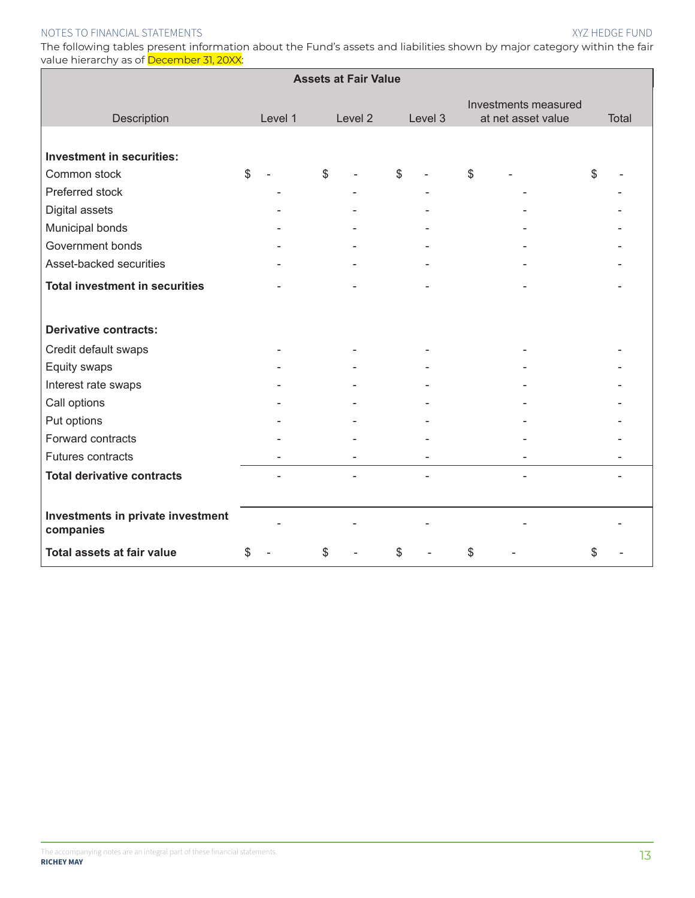The following tables present information about the Fund's assets and liabilities shown by major category within the fair value hierarchy as of December 31, 20XX:

| Assets at Fair Value | | | | | |
|---|---|---|---|---|---|
| Description | Level 1 | Level 2 | Level 3 | Investments measured at net asset value | Total |
| **Investment in securities:** | | | | | |
| Common stock | $ - | $ - | $ - | $ - | $ - |
| Preferred stock | - | - | - | - | - |
| Digital assets | - | - | - | - | - |
| Municipal bonds | - | - | - | - | - |
| Government bonds | - | - | - | - | - |
| Asset-backed securities | - | - | - | - | - |
| **Total investment in securities** | - | - | - | - | - |
| **Derivative contracts:** | | | | | |
| Credit default swaps | - | - | - | - | - |
| Equity swaps | - | - | - | - | - |
| Interest rate swaps | - | - | - | - | - |
| Call options | - | - | - | - | - |
| Put options | - | - | - | - | - |
| Forward contracts | - | - | - | - | - |
| Futures contracts | - | - | - | - | - |
| **Total derivative contracts** | - | - | - | - | - |
| **Investments in private investment companies** | - | - | - | - | - |
| **Total assets at fair value** | $ - | $ - | $ - | $ - | $ - |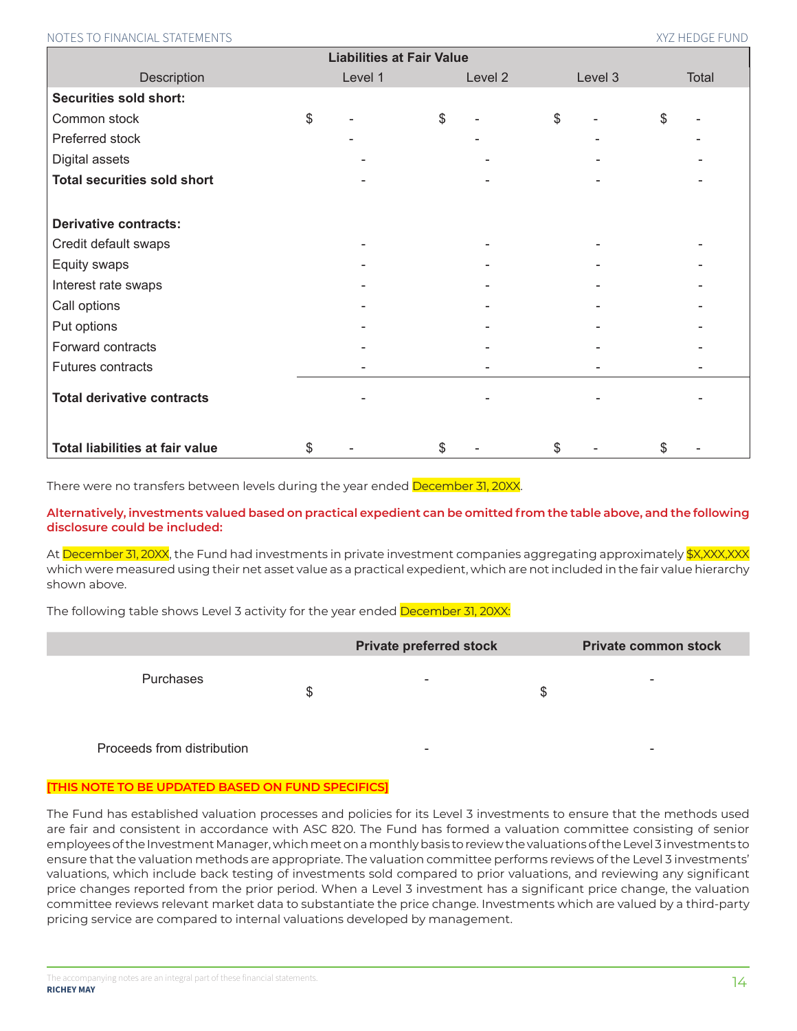| Liabilities at Fair Value | | | | |
|---|---|---|---|---|
| Description | Level 1 | Level 2 | Level 3 | Total |
| **Securities sold short:** | | | | |
| Common stock | $ - | $ - | $ - | $ - |
| Preferred stock | - | - | - | - |
| Digital assets | - | - | - | - |
| **Total securities sold short** | - | - | - | - |
| | | | | |
| **Derivative contracts:** | | | | |
| Credit default swaps | - | - | - | - |
| Equity swaps | - | - | - | - |
| Interest rate swaps | - | - | - | - |
| Call options | - | - | - | - |
| Put options | - | - | - | - |
| Forward contracts | - | - | - | - |
| Futures contracts | - | - | - | - |
| **Total derivative contracts** | - | - | - | - |
| | | | | |
| **Total liabilities at fair value** | $ - | $ - | $ - | $ - |

There were no transfers between levels during the year ended December 31, 20XX.

**Alternatively, investments valued based on practical expedient can be omitted from the table above, and the following disclosure could be included:**

At December 31, 20XX, the Fund had investments in private investment companies aggregating approximately $X,XXX,XXX which were measured using their net asset value as a practical expedient, which are not included in the fair value hierarchy shown above.

The following table shows Level 3 activity for the year ended December 31, 20XX:

| | Private preferred stock | Private common stock |
|---|---|---|
| Purchases | $ - | $ - |
| Proceeds from distribution | - | - |

**[THIS NOTE TO BE UPDATED BASED ON FUND SPECIFICS]**

The Fund has established valuation processes and policies for its Level 3 investments to ensure that the methods used are fair and consistent in accordance with ASC 820. The Fund has formed a valuation committee consisting of senior employees of the Investment Manager, which meet on a monthly basis to review the valuations of the Level 3 investments to ensure that the valuation methods are appropriate. The valuation committee performs reviews of the Level 3 investments' valuations, which include back testing of investments sold compared to prior valuations, and reviewing any significant price changes reported from the prior period. When a Level 3 investment has a significant price change, the valuation committee reviews relevant market data to substantiate the price change. Investments which are valued by a third-party pricing service are compared to internal valuations developed by management.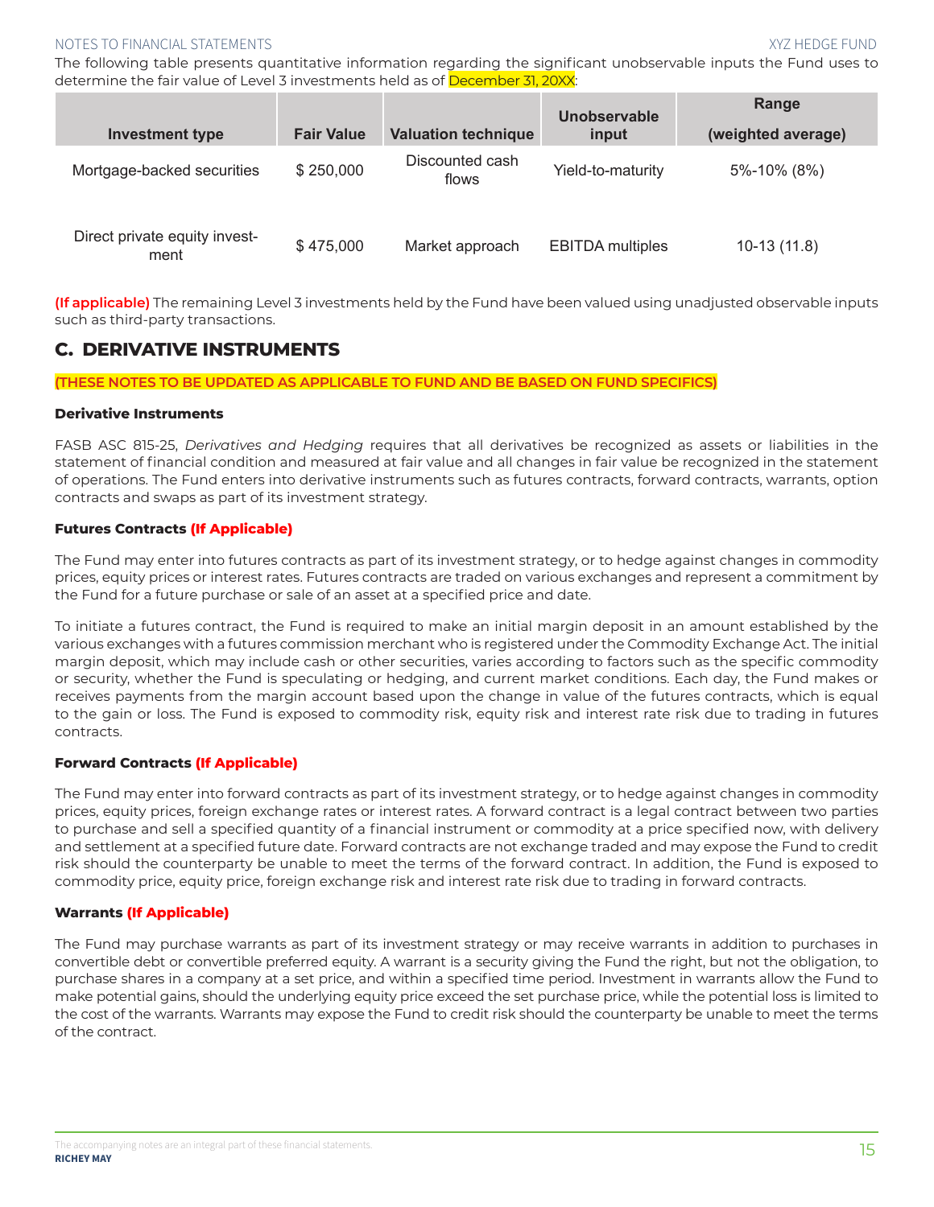The following table presents quantitative information regarding the significant unobservable inputs the Fund uses to determine the fair value of Level 3 investments held as of December 31, 20XX:

| Investment type | Fair Value | Valuation technique | Unobservable input | Range (weighted average) |
|---|---|---|---|---|
| Mortgage-backed securities | $ 250,000 | Discounted cash flows | Yield-to-maturity | 5%-10% (8%) |
| Direct private equity investment | $ 475,000 | Market approach | EBITDA multiples | 10-13 (11.8) |

**(If applicable)** The remaining Level 3 investments held by the Fund have been valued using unadjusted observable inputs such as third-party transactions.

## C. DERIVATIVE INSTRUMENTS

**(THESE NOTES TO BE UPDATED AS APPLICABLE TO FUND AND BE BASED ON FUND SPECIFICS)**

**Derivative Instruments**

FASB ASC 815-25, *Derivatives and Hedging* requires that all derivatives be recognized as assets or liabilities in the statement of financial condition and measured at fair value and all changes in fair value be recognized in the statement of operations. The Fund enters into derivative instruments such as futures contracts, forward contracts, warrants, option contracts and swaps as part of its investment strategy.

**Futures Contracts (If Applicable)**

The Fund may enter into futures contracts as part of its investment strategy, or to hedge against changes in commodity prices, equity prices or interest rates. Futures contracts are traded on various exchanges and represent a commitment by the Fund for a future purchase or sale of an asset at a specified price and date.

To initiate a futures contract, the Fund is required to make an initial margin deposit in an amount established by the various exchanges with a futures commission merchant who is registered under the Commodity Exchange Act. The initial margin deposit, which may include cash or other securities, varies according to factors such as the specific commodity or security, whether the Fund is speculating or hedging, and current market conditions. Each day, the Fund makes or receives payments from the margin account based upon the change in value of the futures contracts, which is equal to the gain or loss. The Fund is exposed to commodity risk, equity risk and interest rate risk due to trading in futures contracts.

**Forward Contracts (If Applicable)**

The Fund may enter into forward contracts as part of its investment strategy, or to hedge against changes in commodity prices, equity prices, foreign exchange rates or interest rates. A forward contract is a legal contract between two parties to purchase and sell a specified quantity of a financial instrument or commodity at a price specified now, with delivery and settlement at a specified future date. Forward contracts are not exchange traded and may expose the Fund to credit risk should the counterparty be unable to meet the terms of the forward contract. In addition, the Fund is exposed to commodity price, equity price, foreign exchange risk and interest rate risk due to trading in forward contracts.

**Warrants (If Applicable)**

The Fund may purchase warrants as part of its investment strategy or may receive warrants in addition to purchases in convertible debt or convertible preferred equity. A warrant is a security giving the Fund the right, but not the obligation, to purchase shares in a company at a set price, and within a specified time period. Investment in warrants allow the Fund to make potential gains, should the underlying equity price exceed the set purchase price, while the potential loss is limited to the cost of the warrants. Warrants may expose the Fund to credit risk should the counterparty be unable to meet the terms of the contract.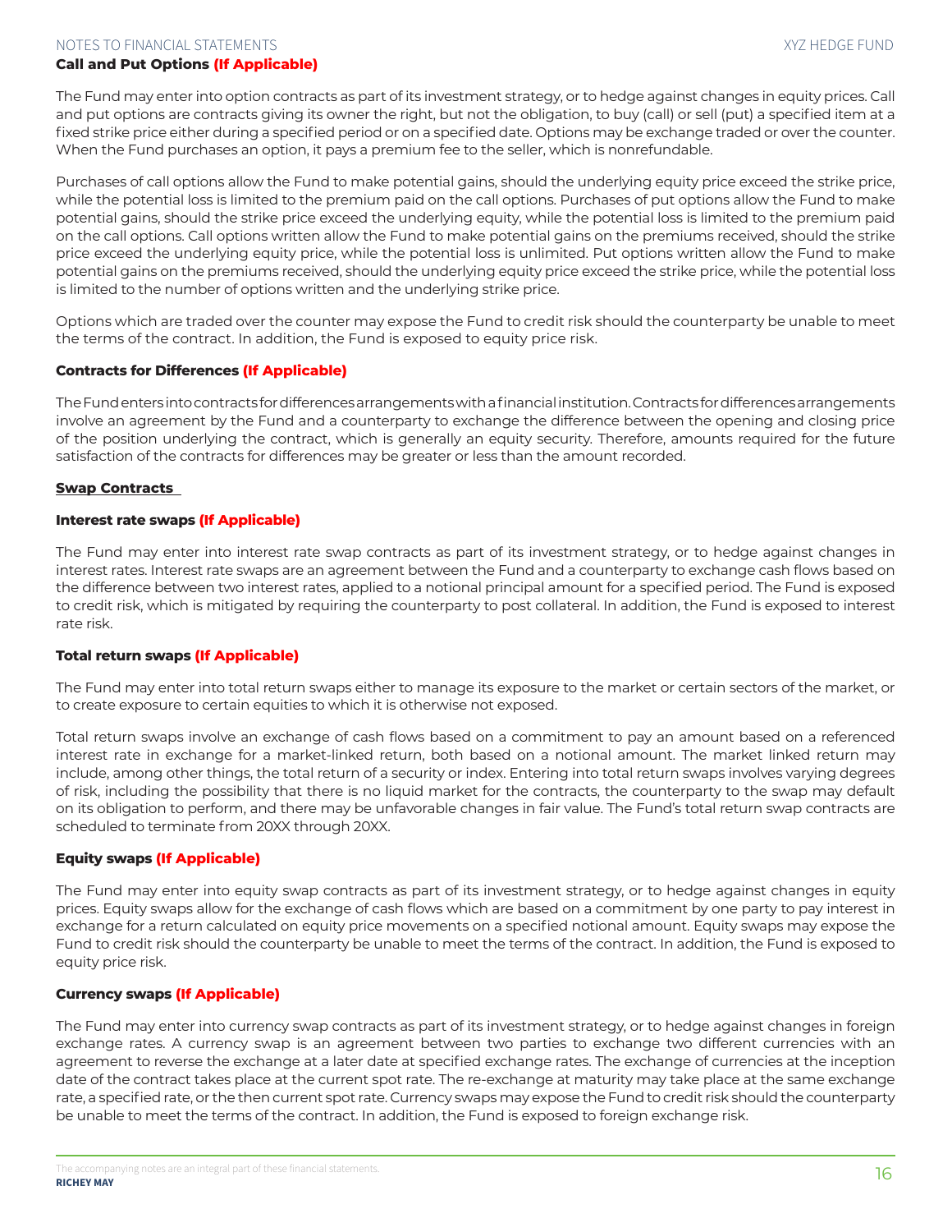**Call and Put Options (If Applicable)**

The Fund may enter into option contracts as part of its investment strategy, or to hedge against changes in equity prices. Call and put options are contracts giving its owner the right, but not the obligation, to buy (call) or sell (put) a specified item at a fixed strike price either during a specified period or on a specified date. Options may be exchange traded or over the counter. When the Fund purchases an option, it pays a premium fee to the seller, which is nonrefundable.

Purchases of call options allow the Fund to make potential gains, should the underlying equity price exceed the strike price, while the potential loss is limited to the premium paid on the call options. Purchases of put options allow the Fund to make potential gains, should the strike price exceed the underlying equity, while the potential loss is limited to the premium paid on the call options. Call options written allow the Fund to make potential gains on the premiums received, should the strike price exceed the underlying equity price, while the potential loss is unlimited. Put options written allow the Fund to make potential gains on the premiums received, should the underlying equity price exceed the strike price, while the potential loss is limited to the number of options written and the underlying strike price.

Options which are traded over the counter may expose the Fund to credit risk should the counterparty be unable to meet the terms of the contract. In addition, the Fund is exposed to equity price risk.

**Contracts for Differences (If Applicable)**

The Fund enters into contracts for differences arrangements with a financial institution. Contracts for differences arrangements involve an agreement by the Fund and a counterparty to exchange the difference between the opening and closing price of the position underlying the contract, which is generally an equity security. Therefore, amounts required for the future satisfaction of the contracts for differences may be greater or less than the amount recorded.

**Swap Contracts**

**Interest rate swaps (If Applicable)**

The Fund may enter into interest rate swap contracts as part of its investment strategy, or to hedge against changes in interest rates. Interest rate swaps are an agreement between the Fund and a counterparty to exchange cash flows based on the difference between two interest rates, applied to a notional principal amount for a specified period. The Fund is exposed to credit risk, which is mitigated by requiring the counterparty to post collateral. In addition, the Fund is exposed to interest rate risk.

**Total return swaps (If Applicable)**

The Fund may enter into total return swaps either to manage its exposure to the market or certain sectors of the market, or to create exposure to certain equities to which it is otherwise not exposed.

Total return swaps involve an exchange of cash flows based on a commitment to pay an amount based on a referenced interest rate in exchange for a market-linked return, both based on a notional amount. The market linked return may include, among other things, the total return of a security or index. Entering into total return swaps involves varying degrees of risk, including the possibility that there is no liquid market for the contracts, the counterparty to the swap may default on its obligation to perform, and there may be unfavorable changes in fair value. The Fund's total return swap contracts are scheduled to terminate from 20XX through 20XX.

**Equity swaps (If Applicable)**

The Fund may enter into equity swap contracts as part of its investment strategy, or to hedge against changes in equity prices. Equity swaps allow for the exchange of cash flows which are based on a commitment by one party to pay interest in exchange for a return calculated on equity price movements on a specified notional amount. Equity swaps may expose the Fund to credit risk should the counterparty be unable to meet the terms of the contract. In addition, the Fund is exposed to equity price risk.

**Currency swaps (If Applicable)**

The Fund may enter into currency swap contracts as part of its investment strategy, or to hedge against changes in foreign exchange rates. A currency swap is an agreement between two parties to exchange two different currencies with an agreement to reverse the exchange at a later date at specified exchange rates. The exchange of currencies at the inception date of the contract takes place at the current spot rate. The re-exchange at maturity may take place at the same exchange rate, a specified rate, or the then current spot rate. Currency swaps may expose the Fund to credit risk should the counterparty be unable to meet the terms of the contract. In addition, the Fund is exposed to foreign exchange risk.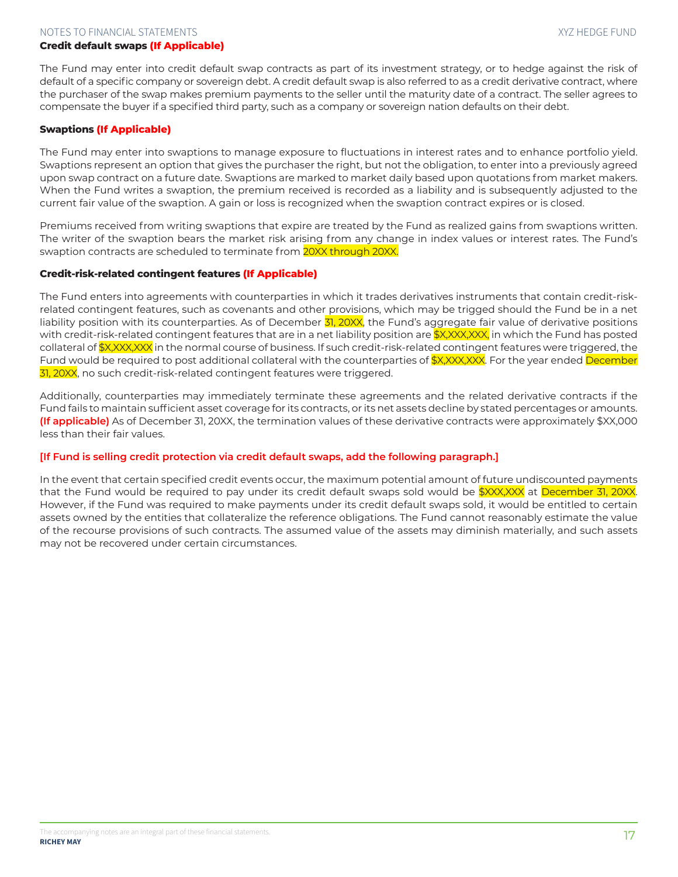**Credit default swaps (If Applicable)**

The Fund may enter into credit default swap contracts as part of its investment strategy, or to hedge against the risk of default of a specific company or sovereign debt. A credit default swap is also referred to as a credit derivative contract, where the purchaser of the swap makes premium payments to the seller until the maturity date of a contract. The seller agrees to compensate the buyer if a specified third party, such as a company or sovereign nation defaults on their debt.

**Swaptions (If Applicable)**

The Fund may enter into swaptions to manage exposure to fluctuations in interest rates and to enhance portfolio yield. Swaptions represent an option that gives the purchaser the right, but not the obligation, to enter into a previously agreed upon swap contract on a future date. Swaptions are marked to market daily based upon quotations from market makers. When the Fund writes a swaption, the premium received is recorded as a liability and is subsequently adjusted to the current fair value of the swaption. A gain or loss is recognized when the swaption contract expires or is closed.

Premiums received from writing swaptions that expire are treated by the Fund as realized gains from swaptions written. The writer of the swaption bears the market risk arising from any change in index values or interest rates. The Fund's swaption contracts are scheduled to terminate from 20XX through 20XX.

**Credit-risk-related contingent features (If Applicable)**

The Fund enters into agreements with counterparties in which it trades derivatives instruments that contain credit-risk-related contingent features, such as covenants and other provisions, which may be trigged should the Fund be in a net liability position with its counterparties. As of December 31, 20XX, the Fund's aggregate fair value of derivative positions with credit-risk-related contingent features that are in a net liability position are $X,XXX,XXX, in which the Fund has posted collateral of $X,XXX,XXX in the normal course of business. If such credit-risk-related contingent features were triggered, the Fund would be required to post additional collateral with the counterparties of $X,XXX,XXX. For the year ended December 31, 20XX, no such credit-risk-related contingent features were triggered.

Additionally, counterparties may immediately terminate these agreements and the related derivative contracts if the Fund fails to maintain sufficient asset coverage for its contracts, or its net assets decline by stated percentages or amounts. **(If applicable)** As of December 31, 20XX, the termination values of these derivative contracts were approximately $XX,000 less than their fair values.

**[If Fund is selling credit protection via credit default swaps, add the following paragraph.]**

In the event that certain specified credit events occur, the maximum potential amount of future undiscounted payments that the Fund would be required to pay under its credit default swaps sold would be $XXX,XXX at December 31, 20XX. However, if the Fund was required to make payments under its credit default swaps sold, it would be entitled to certain assets owned by the entities that collateralize the reference obligations. The Fund cannot reasonably estimate the value of the recourse provisions of such contracts. The assumed value of the assets may diminish materially, and such assets may not be recovered under certain circumstances.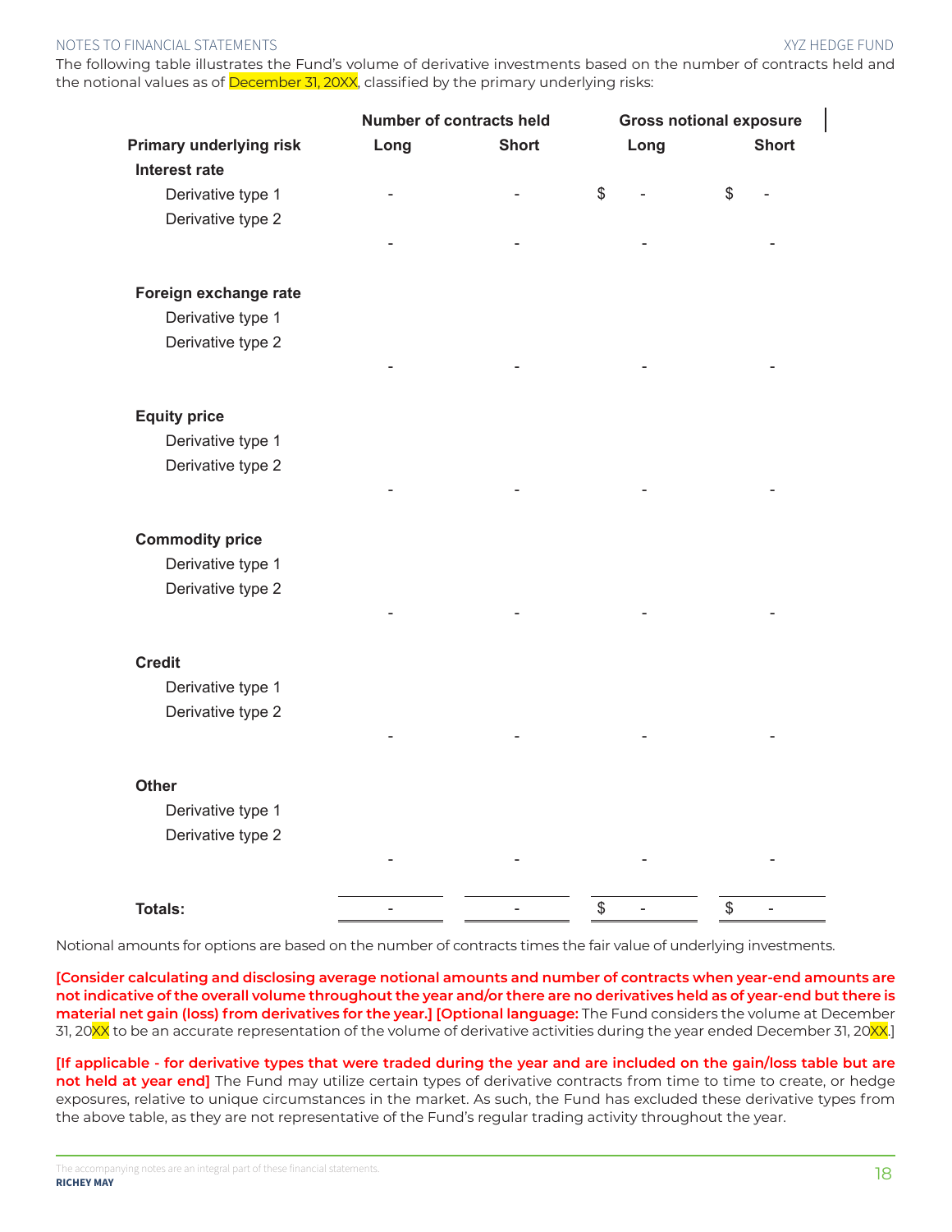The following table illustrates the Fund's volume of derivative investments based on the number of contracts held and the notional values as of December 31, 20XX, classified by the primary underlying risks:

| | Number of contracts held | | Gross notional exposure | |
|---|---|---|---|---|
| **Primary underlying risk** | **Long** | **Short** | **Long** | **Short** |
| **Interest rate** | | | | |
| Derivative type 1 | - | - | $ - | $ - |
| Derivative type 2 | | | | |
| | - | - | - | - |
| **Foreign exchange rate** | | | | |
| Derivative type 1 | | | | |
| Derivative type 2 | | | | |
| | - | - | - | - |
| **Equity price** | | | | |
| Derivative type 1 | | | | |
| Derivative type 2 | | | | |
| | - | - | - | - |
| **Commodity price** | | | | |
| Derivative type 1 | | | | |
| Derivative type 2 | | | | |
| | - | - | - | - |
| **Credit** | | | | |
| Derivative type 1 | | | | |
| Derivative type 2 | | | | |
| | - | - | - | - |
| **Other** | | | | |
| Derivative type 1 | | | | |
| Derivative type 2 | | | | |
| | - | - | - | - |
| **Totals:** | - | - | $ - | $ - |

Notional amounts for options are based on the number of contracts times the fair value of underlying investments.

**[Consider calculating and disclosing average notional amounts and number of contracts when year-end amounts are not indicative of the overall volume throughout the year and/or there are no derivatives held as of year-end but there is material net gain (loss) from derivatives for the year.] [Optional language:** The Fund considers the volume at December 31, 20XX to be an accurate representation of the volume of derivative activities during the year ended December 31, 20XX.]

**[If applicable - for derivative types that were traded during the year and are included on the gain/loss table but are not held at year end]** The Fund may utilize certain types of derivative contracts from time to time to create, or hedge exposures, relative to unique circumstances in the market. As such, the Fund has excluded these derivative types from the above table, as they are not representative of the Fund's regular trading activity throughout the year.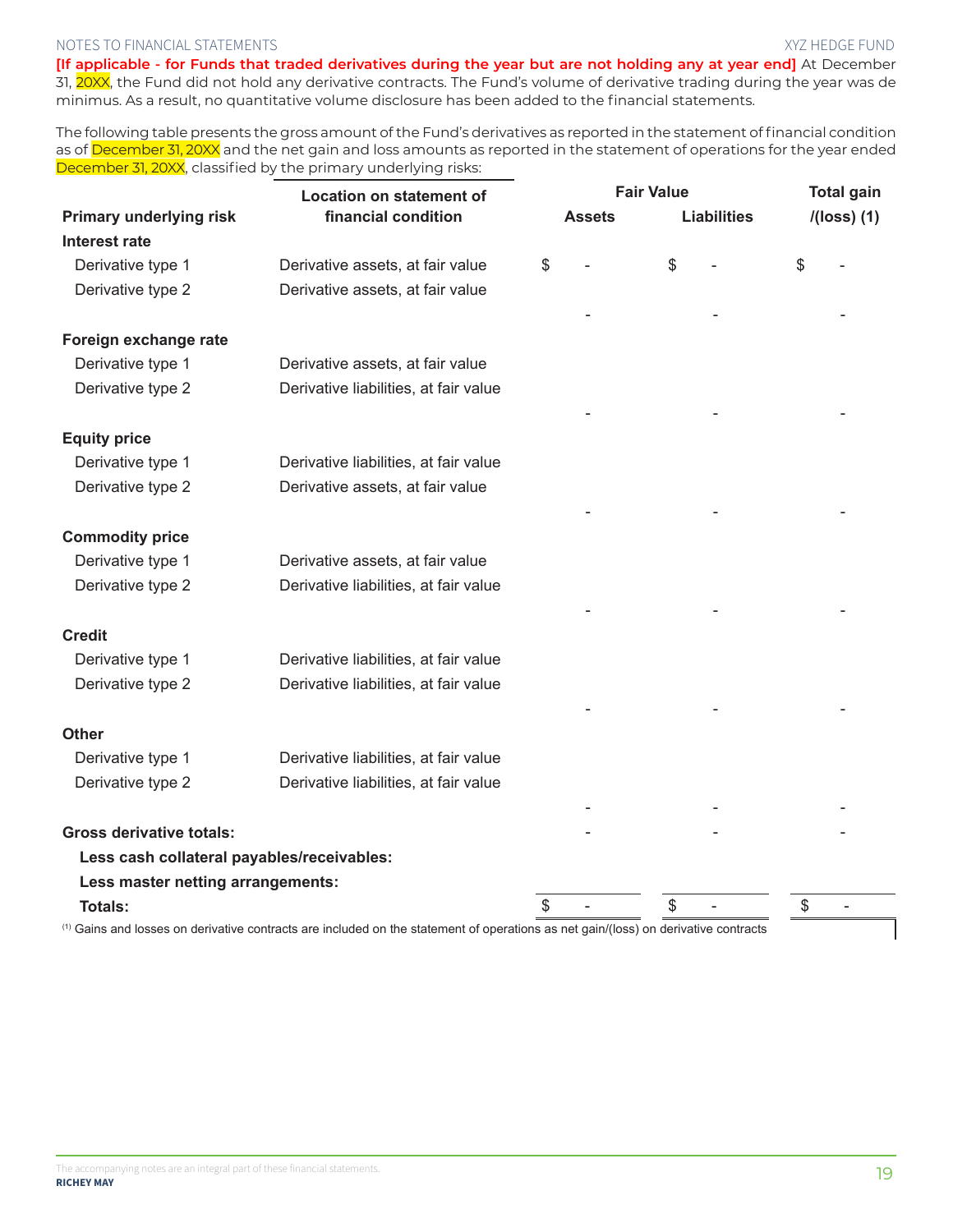**[If applicable - for Funds that traded derivatives during the year but are not holding any at year end]** At December 31, 20XX, the Fund did not hold any derivative contracts. The Fund's volume of derivative trading during the year was de minimus. As a result, no quantitative volume disclosure has been added to the financial statements.

The following table presents the gross amount of the Fund's derivatives as reported in the statement of financial condition as of December 31, 20XX and the net gain and loss amounts as reported in the statement of operations for the year ended December 31, 20XX, classified by the primary underlying risks:

| Primary underlying risk | Location on statement of financial condition | Fair Value Assets | Fair Value Liabilities | Total gain /(loss) (1) |
|---|---|---|---|---|
| **Interest rate** | | | | |
| Derivative type 1 | Derivative assets, at fair value | $ - | $ - | $ - |
| Derivative type 2 | Derivative assets, at fair value | | | |
| | | - | - | - |
| **Foreign exchange rate** | | | | |
| Derivative type 1 | Derivative assets, at fair value | | | |
| Derivative type 2 | Derivative liabilities, at fair value | | | |
| | | - | - | - |
| **Equity price** | | | | |
| Derivative type 1 | Derivative liabilities, at fair value | | | |
| Derivative type 2 | Derivative assets, at fair value | | | |
| | | - | - | - |
| **Commodity price** | | | | |
| Derivative type 1 | Derivative assets, at fair value | | | |
| Derivative type 2 | Derivative liabilities, at fair value | | | |
| | | - | - | - |
| **Credit** | | | | |
| Derivative type 1 | Derivative liabilities, at fair value | | | |
| Derivative type 2 | Derivative liabilities, at fair value | | | |
| | | - | - | - |
| **Other** | | | | |
| Derivative type 1 | Derivative liabilities, at fair value | | | |
| Derivative type 2 | Derivative liabilities, at fair value | | | |
| | | - | - | - |
| **Gross derivative totals:** | | - | - | - |
| **Less cash collateral payables/receivables:** | | | | |
| **Less master netting arrangements:** | | | | |
| **Totals:** | | $ - | $ - | $ - |

(1) Gains and losses on derivative contracts are included on the statement of operations as net gain/(loss) on derivative contracts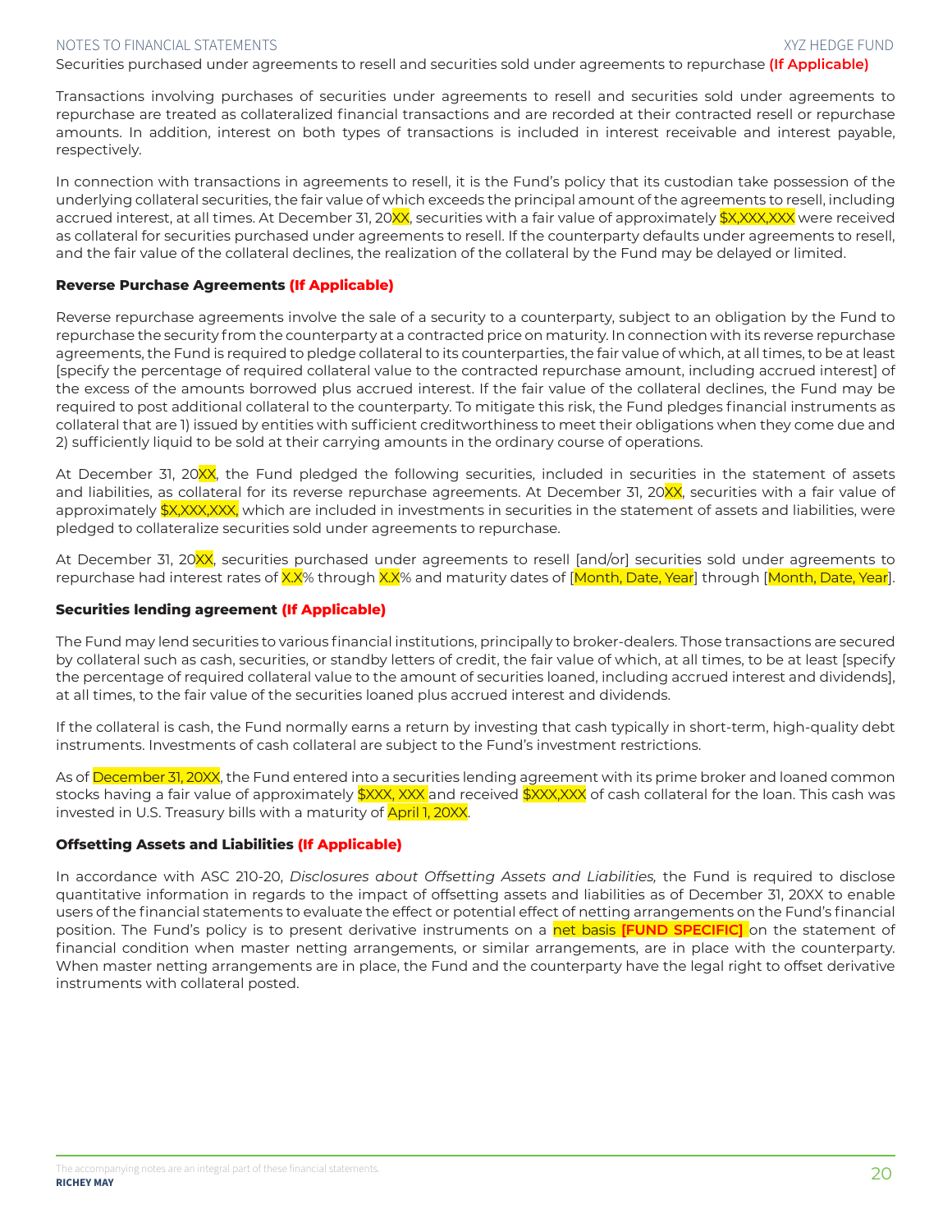Securities purchased under agreements to resell and securities sold under agreements to repurchase **(If Applicable)**

Transactions involving purchases of securities under agreements to resell and securities sold under agreements to repurchase are treated as collateralized financial transactions and are recorded at their contracted resell or repurchase amounts. In addition, interest on both types of transactions is included in interest receivable and interest payable, respectively.

In connection with transactions in agreements to resell, it is the Fund's policy that its custodian take possession of the underlying collateral securities, the fair value of which exceeds the principal amount of the agreements to resell, including accrued interest, at all times. At December 31, 20XX, securities with a fair value of approximately $X,XXX,XXX were received as collateral for securities purchased under agreements to resell. If the counterparty defaults under agreements to resell, and the fair value of the collateral declines, the realization of the collateral by the Fund may be delayed or limited.

**Reverse Purchase Agreements (If Applicable)**

Reverse repurchase agreements involve the sale of a security to a counterparty, subject to an obligation by the Fund to repurchase the security from the counterparty at a contracted price on maturity. In connection with its reverse repurchase agreements, the Fund is required to pledge collateral to its counterparties, the fair value of which, at all times, to be at least [specify the percentage of required collateral value to the contracted repurchase amount, including accrued interest] of the excess of the amounts borrowed plus accrued interest. If the fair value of the collateral declines, the Fund may be required to post additional collateral to the counterparty. To mitigate this risk, the Fund pledges financial instruments as collateral that are 1) issued by entities with sufficient creditworthiness to meet their obligations when they come due and 2) sufficiently liquid to be sold at their carrying amounts in the ordinary course of operations.

At December 31, 20XX, the Fund pledged the following securities, included in securities in the statement of assets and liabilities, as collateral for its reverse repurchase agreements. At December 31, 20XX, securities with a fair value of approximately $X,XXX,XXX, which are included in investments in securities in the statement of assets and liabilities, were pledged to collateralize securities sold under agreements to repurchase.

At December 31, 20XX, securities purchased under agreements to resell [and/or] securities sold under agreements to repurchase had interest rates of X.X% through X.X% and maturity dates of [Month, Date, Year] through [Month, Date, Year].

**Securities lending agreement (If Applicable)**

The Fund may lend securities to various financial institutions, principally to broker-dealers. Those transactions are secured by collateral such as cash, securities, or standby letters of credit, the fair value of which, at all times, to be at least [specify the percentage of required collateral value to the amount of securities loaned, including accrued interest and dividends], at all times, to the fair value of the securities loaned plus accrued interest and dividends.

If the collateral is cash, the Fund normally earns a return by investing that cash typically in short-term, high-quality debt instruments. Investments of cash collateral are subject to the Fund's investment restrictions.

As of December 31, 20XX, the Fund entered into a securities lending agreement with its prime broker and loaned common stocks having a fair value of approximately $XXX, XXX and received $XXX,XXX of cash collateral for the loan. This cash was invested in U.S. Treasury bills with a maturity of April 1, 20XX.

**Offsetting Assets and Liabilities (If Applicable)**

In accordance with ASC 210-20, *Disclosures about Offsetting Assets and Liabilities,* the Fund is required to disclose quantitative information in regards to the impact of offsetting assets and liabilities as of December 31, 20XX to enable users of the financial statements to evaluate the effect or potential effect of netting arrangements on the Fund's financial position. The Fund's policy is to present derivative instruments on a net basis **[FUND SPECIFIC]** on the statement of financial condition when master netting arrangements, or similar arrangements, are in place with the counterparty. When master netting arrangements are in place, the Fund and the counterparty have the legal right to offset derivative instruments with collateral posted.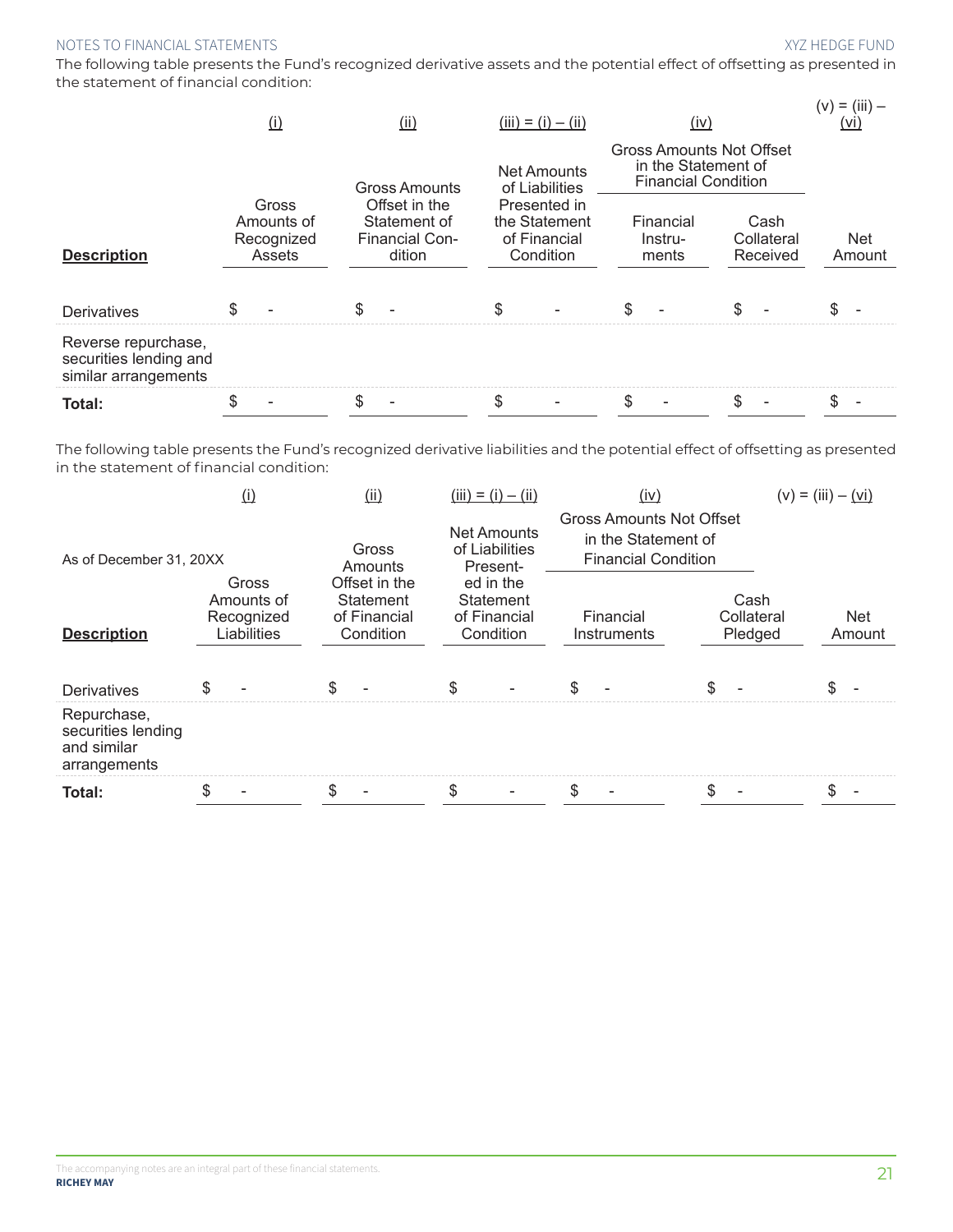The following table presents the Fund's recognized derivative assets and the potential effect of offsetting as presented in the statement of financial condition:

| | (i) | (ii) | (iii) = (i) – (ii) | (iv) | | (v) = (iii) – (vi) |
|---|---|---|---|---|---|---|
| | | | | Gross Amounts Not Offset in the Statement of Financial Condition | | |
| **Description** | Gross Amounts of Recognized Assets | Gross Amounts Offset in the Statement of Financial Condition | Net Amounts of Liabilities Presented in the Statement of Financial Condition | Financial Instruments | Cash Collateral Received | Net Amount |
| Derivatives | $ - | $ - | $ - | $ - | $ - | $ - |
| Reverse repurchase, securities lending and similar arrangements | | | | | | |
| **Total:** | $ - | $ - | $ - | $ - | $ - | $ - |

The following table presents the Fund's recognized derivative liabilities and the potential effect of offsetting as presented in the statement of financial condition:

| As of December 31, 20XX | (i) | (ii) | (iii) = (i) – (ii) | (iv) | | (v) = (iii) – (vi) |
|---|---|---|---|---|---|---|
| | | | | Gross Amounts Not Offset in the Statement of Financial Condition | | |
| **Description** | Gross Amounts of Recognized Liabilities | Gross Amounts Offset in the Statement of Financial Condition | Net Amounts of Liabilities Presented in the Statement of Financial Condition | Financial Instruments | Cash Collateral Pledged | Net Amount |
| Derivatives | $ - | $ - | $ - | $ - | $ - | $ - |
| Repurchase, securities lending and similar arrangements | | | | | | |
| **Total:** | $ - | $ - | $ - | $ - | $ - | $ - |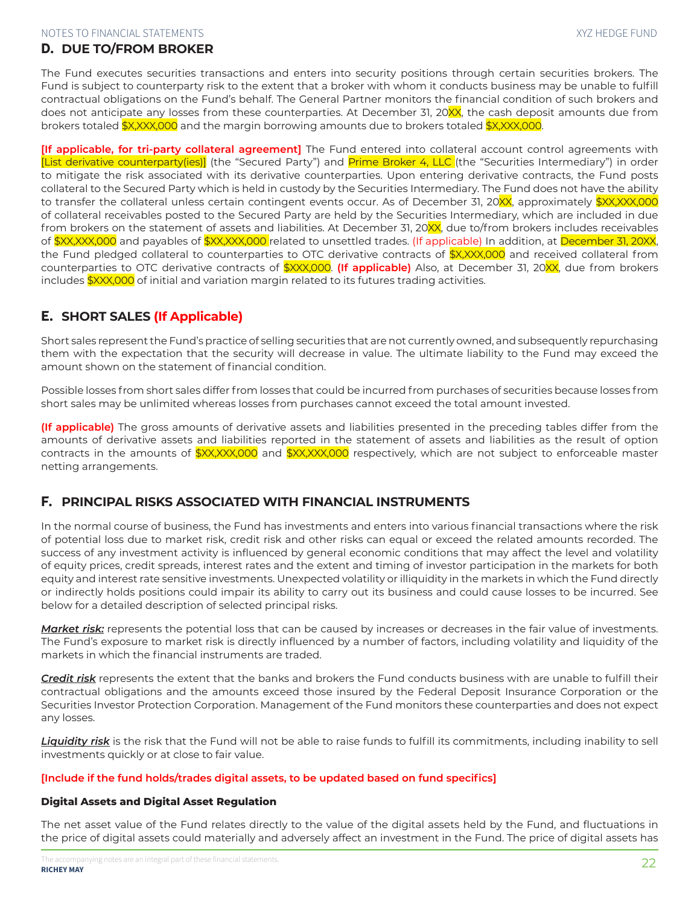## D. DUE TO/FROM BROKER

The Fund executes securities transactions and enters into security positions through certain securities brokers. The Fund is subject to counterparty risk to the extent that a broker with whom it conducts business may be unable to fulfill contractual obligations on the Fund's behalf. The General Partner monitors the financial condition of such brokers and does not anticipate any losses from these counterparties. At December 31, 20XX, the cash deposit amounts due from brokers totaled $X,XXX,000 and the margin borrowing amounts due to brokers totaled $X,XXX,000.

**[If applicable, for tri-party collateral agreement]** The Fund entered into collateral account control agreements with [List derivative counterparty(ies)] (the "Secured Party") and Prime Broker 4, LLC (the "Securities Intermediary") in order to mitigate the risk associated with its derivative counterparties. Upon entering derivative contracts, the Fund posts collateral to the Secured Party which is held in custody by the Securities Intermediary. The Fund does not have the ability to transfer the collateral unless certain contingent events occur. As of December 31, 20XX, approximately $XX,XXX,000 of collateral receivables posted to the Secured Party are held by the Securities Intermediary, which are included in due from brokers on the statement of assets and liabilities. At December 31, 20XX, due to/from brokers includes receivables of $XX,XXX,000 and payables of $XX,XXX,000 related to unsettled trades. (If applicable) In addition, at December 31, 20XX, the Fund pledged collateral to counterparties to OTC derivative contracts of $X,XXX,000 and received collateral from counterparties to OTC derivative contracts of $XXX,000. **(If applicable)** Also, at December 31, 20XX, due from brokers includes $XXX,000 of initial and variation margin related to its futures trading activities.

## E. SHORT SALES (If Applicable)

Short sales represent the Fund's practice of selling securities that are not currently owned, and subsequently repurchasing them with the expectation that the security will decrease in value. The ultimate liability to the Fund may exceed the amount shown on the statement of financial condition.

Possible losses from short sales differ from losses that could be incurred from purchases of securities because losses from short sales may be unlimited whereas losses from purchases cannot exceed the total amount invested.

**(If applicable)** The gross amounts of derivative assets and liabilities presented in the preceding tables differ from the amounts of derivative assets and liabilities reported in the statement of assets and liabilities as the result of option contracts in the amounts of $XX,XXX,000 and $XX,XXX,000 respectively, which are not subject to enforceable master netting arrangements.

## F. PRINCIPAL RISKS ASSOCIATED WITH FINANCIAL INSTRUMENTS

In the normal course of business, the Fund has investments and enters into various financial transactions where the risk of potential loss due to market risk, credit risk and other risks can equal or exceed the related amounts recorded. The success of any investment activity is influenced by general economic conditions that may affect the level and volatility of equity prices, credit spreads, interest rates and the extent and timing of investor participation in the markets for both equity and interest rate sensitive investments. Unexpected volatility or illiquidity in the markets in which the Fund directly or indirectly holds positions could impair its ability to carry out its business and could cause losses to be incurred. See below for a detailed description of selected principal risks.

***Market risk:*** represents the potential loss that can be caused by increases or decreases in the fair value of investments. The Fund's exposure to market risk is directly influenced by a number of factors, including volatility and liquidity of the markets in which the financial instruments are traded.

***Credit risk*** represents the extent that the banks and brokers the Fund conducts business with are unable to fulfill their contractual obligations and the amounts exceed those insured by the Federal Deposit Insurance Corporation or the Securities Investor Protection Corporation. Management of the Fund monitors these counterparties and does not expect any losses.

***Liquidity risk*** is the risk that the Fund will not be able to raise funds to fulfill its commitments, including inability to sell investments quickly or at close to fair value.

**[Include if the fund holds/trades digital assets, to be updated based on fund specifics]**

#### Digital Assets and Digital Asset Regulation

The net asset value of the Fund relates directly to the value of the digital assets held by the Fund, and fluctuations in the price of digital assets could materially and adversely affect an investment in the Fund. The price of digital assets has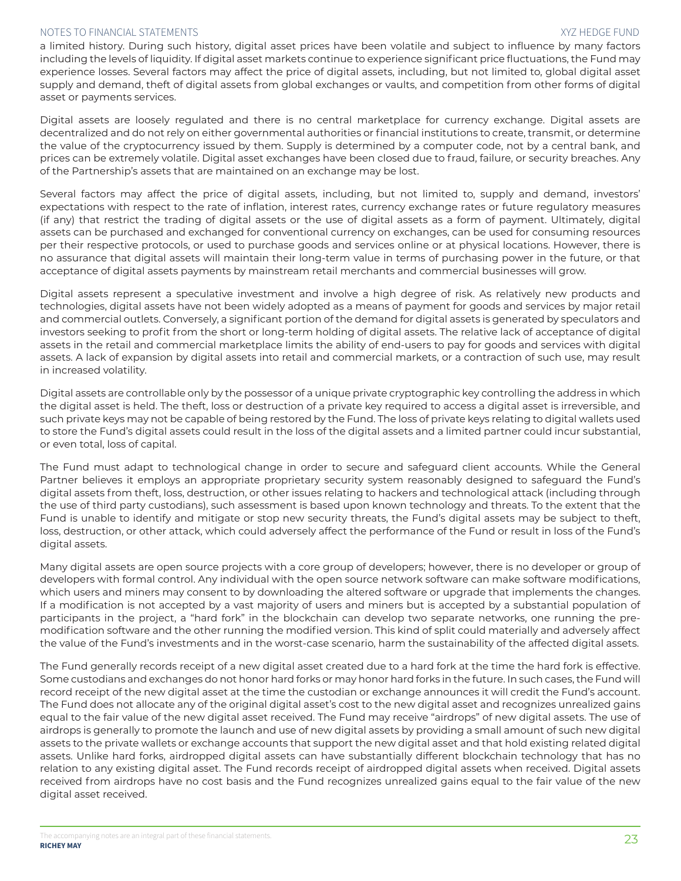a limited history. During such history, digital asset prices have been volatile and subject to influence by many factors including the levels of liquidity. If digital asset markets continue to experience significant price fluctuations, the Fund may experience losses. Several factors may affect the price of digital assets, including, but not limited to, global digital asset supply and demand, theft of digital assets from global exchanges or vaults, and competition from other forms of digital asset or payments services.

Digital assets are loosely regulated and there is no central marketplace for currency exchange. Digital assets are decentralized and do not rely on either governmental authorities or financial institutions to create, transmit, or determine the value of the cryptocurrency issued by them. Supply is determined by a computer code, not by a central bank, and prices can be extremely volatile. Digital asset exchanges have been closed due to fraud, failure, or security breaches. Any of the Partnership's assets that are maintained on an exchange may be lost.

Several factors may affect the price of digital assets, including, but not limited to, supply and demand, investors' expectations with respect to the rate of inflation, interest rates, currency exchange rates or future regulatory measures (if any) that restrict the trading of digital assets or the use of digital assets as a form of payment. Ultimately, digital assets can be purchased and exchanged for conventional currency on exchanges, can be used for consuming resources per their respective protocols, or used to purchase goods and services online or at physical locations. However, there is no assurance that digital assets will maintain their long-term value in terms of purchasing power in the future, or that acceptance of digital assets payments by mainstream retail merchants and commercial businesses will grow.

Digital assets represent a speculative investment and involve a high degree of risk. As relatively new products and technologies, digital assets have not been widely adopted as a means of payment for goods and services by major retail and commercial outlets. Conversely, a significant portion of the demand for digital assets is generated by speculators and investors seeking to profit from the short or long-term holding of digital assets. The relative lack of acceptance of digital assets in the retail and commercial marketplace limits the ability of end-users to pay for goods and services with digital assets. A lack of expansion by digital assets into retail and commercial markets, or a contraction of such use, may result in increased volatility.

Digital assets are controllable only by the possessor of a unique private cryptographic key controlling the address in which the digital asset is held. The theft, loss or destruction of a private key required to access a digital asset is irreversible, and such private keys may not be capable of being restored by the Fund. The loss of private keys relating to digital wallets used to store the Fund's digital assets could result in the loss of the digital assets and a limited partner could incur substantial, or even total, loss of capital.

The Fund must adapt to technological change in order to secure and safeguard client accounts. While the General Partner believes it employs an appropriate proprietary security system reasonably designed to safeguard the Fund's digital assets from theft, loss, destruction, or other issues relating to hackers and technological attack (including through the use of third party custodians), such assessment is based upon known technology and threats. To the extent that the Fund is unable to identify and mitigate or stop new security threats, the Fund's digital assets may be subject to theft, loss, destruction, or other attack, which could adversely affect the performance of the Fund or result in loss of the Fund's digital assets.

Many digital assets are open source projects with a core group of developers; however, there is no developer or group of developers with formal control. Any individual with the open source network software can make software modifications, which users and miners may consent to by downloading the altered software or upgrade that implements the changes. If a modification is not accepted by a vast majority of users and miners but is accepted by a substantial population of participants in the project, a "hard fork" in the blockchain can develop two separate networks, one running the pre-modification software and the other running the modified version. This kind of split could materially and adversely affect the value of the Fund's investments and in the worst-case scenario, harm the sustainability of the affected digital assets.

The Fund generally records receipt of a new digital asset created due to a hard fork at the time the hard fork is effective. Some custodians and exchanges do not honor hard forks or may honor hard forks in the future. In such cases, the Fund will record receipt of the new digital asset at the time the custodian or exchange announces it will credit the Fund's account. The Fund does not allocate any of the original digital asset's cost to the new digital asset and recognizes unrealized gains equal to the fair value of the new digital asset received. The Fund may receive "airdrops" of new digital assets. The use of airdrops is generally to promote the launch and use of new digital assets by providing a small amount of such new digital assets to the private wallets or exchange accounts that support the new digital asset and that hold existing related digital assets. Unlike hard forks, airdropped digital assets can have substantially different blockchain technology that has no relation to any existing digital asset. The Fund records receipt of airdropped digital assets when received. Digital assets received from airdrops have no cost basis and the Fund recognizes unrealized gains equal to the fair value of the new digital asset received.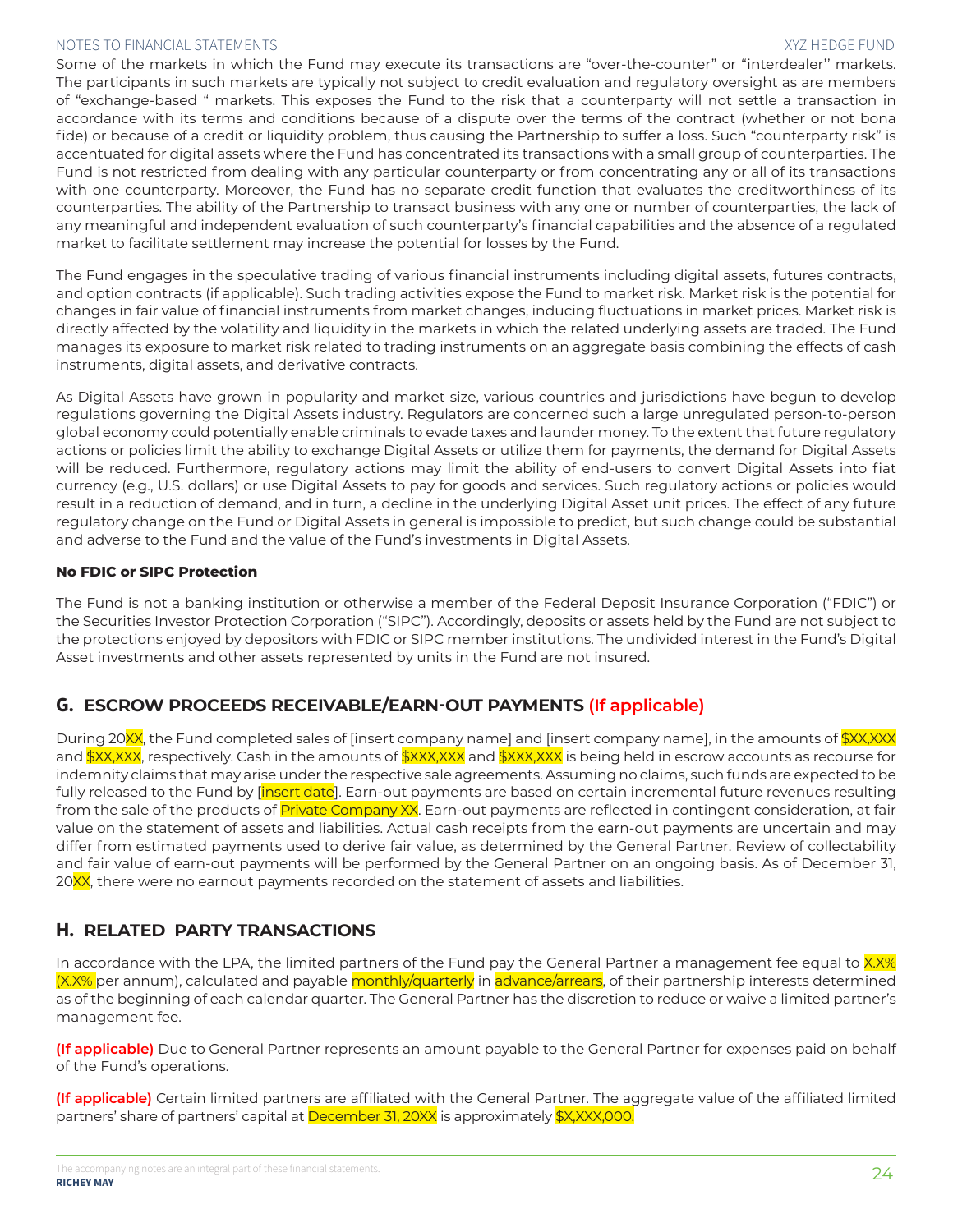Some of the markets in which the Fund may execute its transactions are "over-the-counter" or "interdealer'' markets. The participants in such markets are typically not subject to credit evaluation and regulatory oversight as are members of "exchange-based " markets. This exposes the Fund to the risk that a counterparty will not settle a transaction in accordance with its terms and conditions because of a dispute over the terms of the contract (whether or not bona fide) or because of a credit or liquidity problem, thus causing the Partnership to suffer a loss. Such "counterparty risk" is accentuated for digital assets where the Fund has concentrated its transactions with a small group of counterparties. The Fund is not restricted from dealing with any particular counterparty or from concentrating any or all of its transactions with one counterparty. Moreover, the Fund has no separate credit function that evaluates the creditworthiness of its counterparties. The ability of the Partnership to transact business with any one or number of counterparties, the lack of any meaningful and independent evaluation of such counterparty's financial capabilities and the absence of a regulated market to facilitate settlement may increase the potential for losses by the Fund.

The Fund engages in the speculative trading of various financial instruments including digital assets, futures contracts, and option contracts (if applicable). Such trading activities expose the Fund to market risk. Market risk is the potential for changes in fair value of financial instruments from market changes, inducing fluctuations in market prices. Market risk is directly affected by the volatility and liquidity in the markets in which the related underlying assets are traded. The Fund manages its exposure to market risk related to trading instruments on an aggregate basis combining the effects of cash instruments, digital assets, and derivative contracts.

As Digital Assets have grown in popularity and market size, various countries and jurisdictions have begun to develop regulations governing the Digital Assets industry. Regulators are concerned such a large unregulated person-to-person global economy could potentially enable criminals to evade taxes and launder money. To the extent that future regulatory actions or policies limit the ability to exchange Digital Assets or utilize them for payments, the demand for Digital Assets will be reduced. Furthermore, regulatory actions may limit the ability of end-users to convert Digital Assets into fiat currency (e.g., U.S. dollars) or use Digital Assets to pay for goods and services. Such regulatory actions or policies would result in a reduction of demand, and in turn, a decline in the underlying Digital Asset unit prices. The effect of any future regulatory change on the Fund or Digital Assets in general is impossible to predict, but such change could be substantial and adverse to the Fund and the value of the Fund's investments in Digital Assets.

**No FDIC or SIPC Protection**

The Fund is not a banking institution or otherwise a member of the Federal Deposit Insurance Corporation ("FDIC") or the Securities Investor Protection Corporation ("SIPC"). Accordingly, deposits or assets held by the Fund are not subject to the protections enjoyed by depositors with FDIC or SIPC member institutions. The undivided interest in the Fund's Digital Asset investments and other assets represented by units in the Fund are not insured.

## G. ESCROW PROCEEDS RECEIVABLE/EARN-OUT PAYMENTS (If applicable)

During 20XX, the Fund completed sales of [insert company name] and [insert company name], in the amounts of $XX,XXX and $XX,XXX, respectively. Cash in the amounts of $XXX,XXX and $XXX,XXX is being held in escrow accounts as recourse for indemnity claims that may arise under the respective sale agreements. Assuming no claims, such funds are expected to be fully released to the Fund by [insert date]. Earn-out payments are based on certain incremental future revenues resulting from the sale of the products of Private Company XX. Earn-out payments are reflected in contingent consideration, at fair value on the statement of assets and liabilities. Actual cash receipts from the earn-out payments are uncertain and may differ from estimated payments used to derive fair value, as determined by the General Partner. Review of collectability and fair value of earn-out payments will be performed by the General Partner on an ongoing basis. As of December 31, 20XX, there were no earnout payments recorded on the statement of assets and liabilities.

## H. RELATED PARTY TRANSACTIONS

In accordance with the LPA, the limited partners of the Fund pay the General Partner a management fee equal to X.X% (X.X% per annum), calculated and payable monthly/quarterly in advance/arrears, of their partnership interests determined as of the beginning of each calendar quarter. The General Partner has the discretion to reduce or waive a limited partner's management fee.

**(If applicable)** Due to General Partner represents an amount payable to the General Partner for expenses paid on behalf of the Fund's operations.

**(If applicable)** Certain limited partners are affiliated with the General Partner. The aggregate value of the affiliated limited partners' share of partners' capital at December 31, 20XX is approximately $X,XXX,000.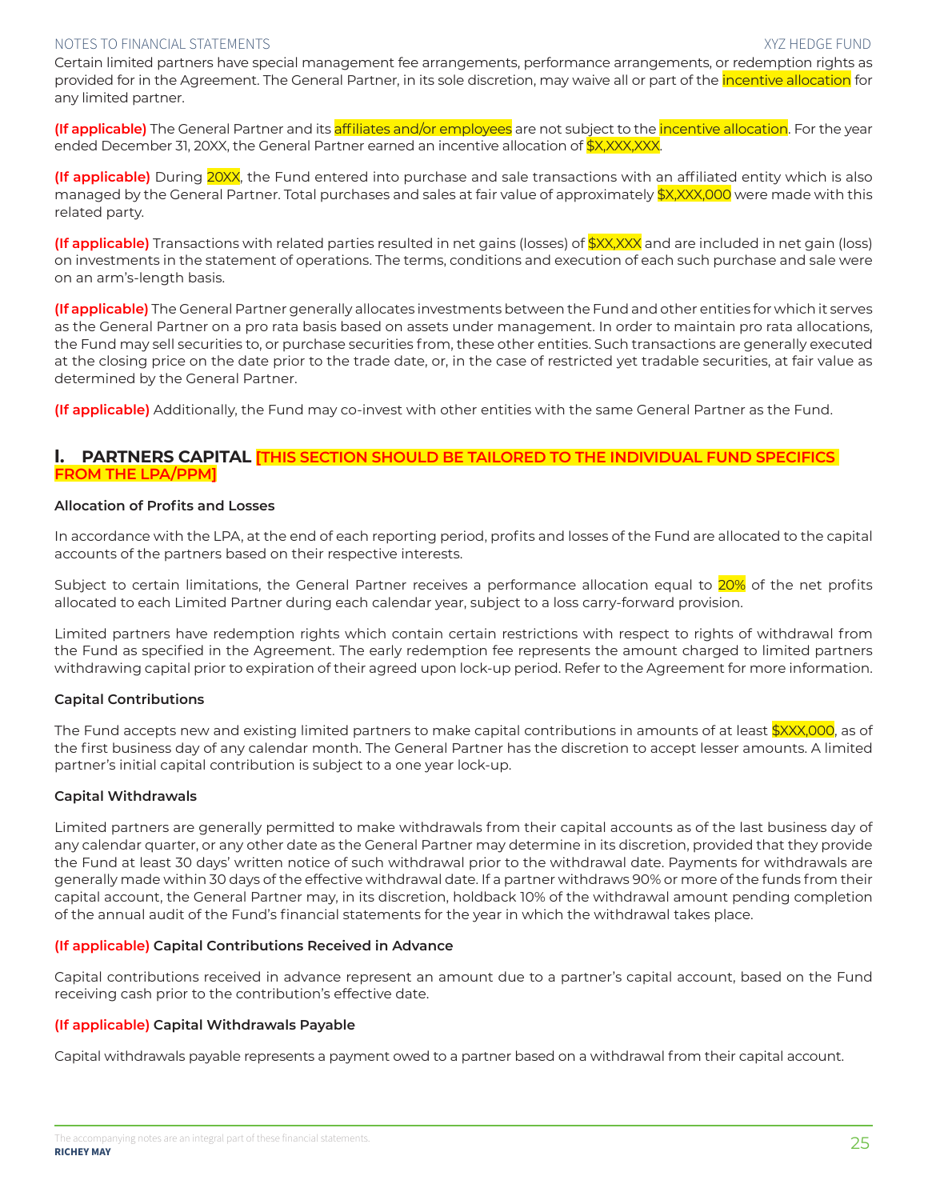Certain limited partners have special management fee arrangements, performance arrangements, or redemption rights as provided for in the Agreement. The General Partner, in its sole discretion, may waive all or part of the incentive allocation for any limited partner.

**(If applicable)** The General Partner and its affiliates and/or employees are not subject to the incentive allocation. For the year ended December 31, 20XX, the General Partner earned an incentive allocation of $X,XXX,XXX.

**(If applicable)** During 20XX, the Fund entered into purchase and sale transactions with an affiliated entity which is also managed by the General Partner. Total purchases and sales at fair value of approximately $X,XXX,000 were made with this related party.

**(If applicable)** Transactions with related parties resulted in net gains (losses) of $XX,XXX and are included in net gain (loss) on investments in the statement of operations. The terms, conditions and execution of each such purchase and sale were on an arm's-length basis.

**(If applicable)** The General Partner generally allocates investments between the Fund and other entities for which it serves as the General Partner on a pro rata basis based on assets under management. In order to maintain pro rata allocations, the Fund may sell securities to, or purchase securities from, these other entities. Such transactions are generally executed at the closing price on the date prior to the trade date, or, in the case of restricted yet tradable securities, at fair value as determined by the General Partner.

**(If applicable)** Additionally, the Fund may co-invest with other entities with the same General Partner as the Fund.

## I. PARTNERS CAPITAL **[THIS SECTION SHOULD BE TAILORED TO THE INDIVIDUAL FUND SPECIFICS FROM THE LPA/PPM]**

#### Allocation of Profits and Losses

In accordance with the LPA, at the end of each reporting period, profits and losses of the Fund are allocated to the capital accounts of the partners based on their respective interests.

Subject to certain limitations, the General Partner receives a performance allocation equal to 20% of the net profits allocated to each Limited Partner during each calendar year, subject to a loss carry-forward provision.

Limited partners have redemption rights which contain certain restrictions with respect to rights of withdrawal from the Fund as specified in the Agreement. The early redemption fee represents the amount charged to limited partners withdrawing capital prior to expiration of their agreed upon lock-up period. Refer to the Agreement for more information.

#### Capital Contributions

The Fund accepts new and existing limited partners to make capital contributions in amounts of at least $XXX,000, as of the first business day of any calendar month. The General Partner has the discretion to accept lesser amounts. A limited partner's initial capital contribution is subject to a one year lock-up.

#### Capital Withdrawals

Limited partners are generally permitted to make withdrawals from their capital accounts as of the last business day of any calendar quarter, or any other date as the General Partner may determine in its discretion, provided that they provide the Fund at least 30 days' written notice of such withdrawal prior to the withdrawal date. Payments for withdrawals are generally made within 30 days of the effective withdrawal date. If a partner withdraws 90% or more of the funds from their capital account, the General Partner may, in its discretion, holdback 10% of the withdrawal amount pending completion of the annual audit of the Fund's financial statements for the year in which the withdrawal takes place.

#### (If applicable) Capital Contributions Received in Advance

Capital contributions received in advance represent an amount due to a partner's capital account, based on the Fund receiving cash prior to the contribution's effective date.

#### (If applicable) Capital Withdrawals Payable

Capital withdrawals payable represents a payment owed to a partner based on a withdrawal from their capital account.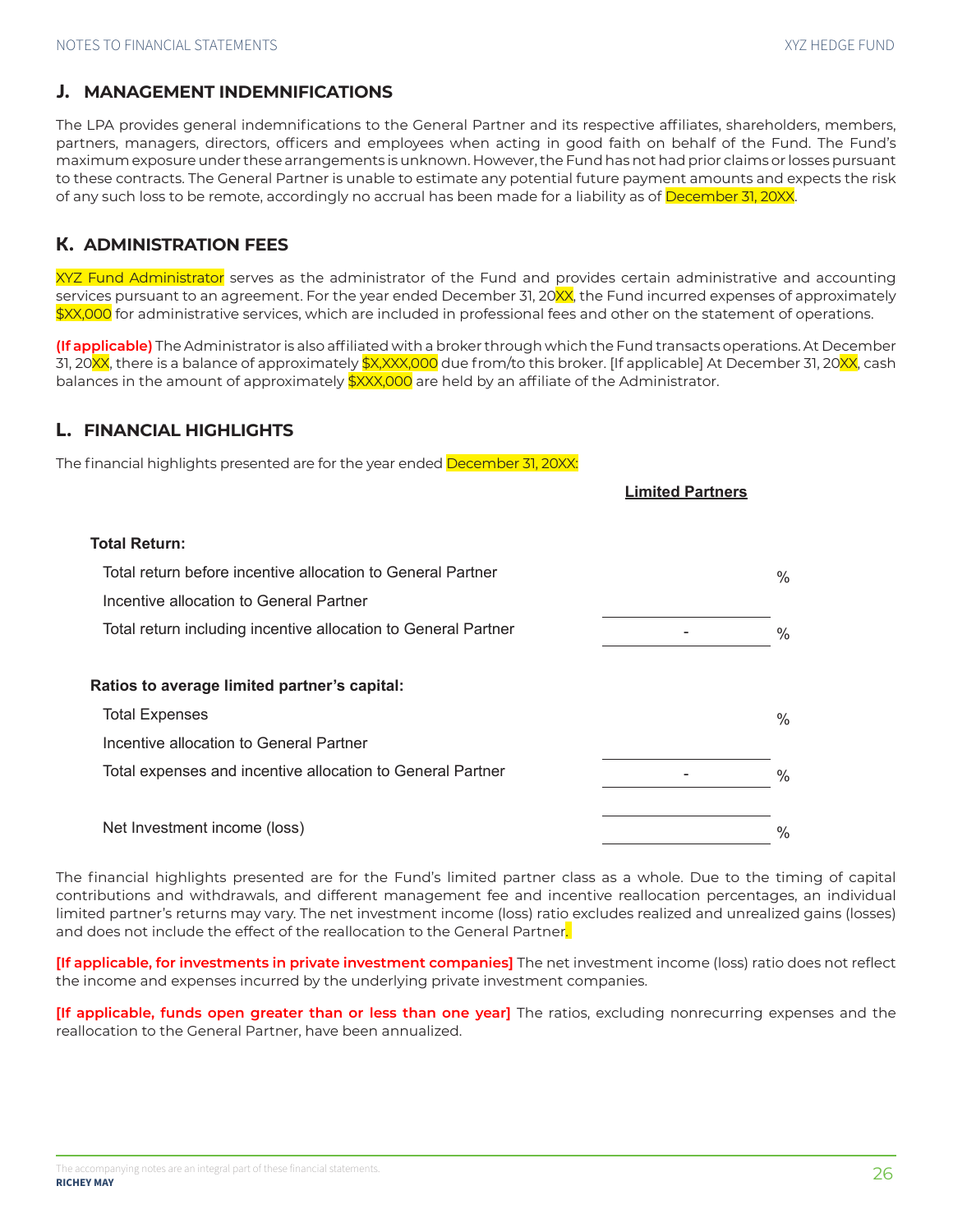## J. MANAGEMENT INDEMNIFICATIONS

The LPA provides general indemnifications to the General Partner and its respective affiliates, shareholders, members, partners, managers, directors, officers and employees when acting in good faith on behalf of the Fund. The Fund's maximum exposure under these arrangements is unknown. However, the Fund has not had prior claims or losses pursuant to these contracts. The General Partner is unable to estimate any potential future payment amounts and expects the risk of any such loss to be remote, accordingly no accrual has been made for a liability as of December 31, 20XX.

## K. ADMINISTRATION FEES

XYZ Fund Administrator serves as the administrator of the Fund and provides certain administrative and accounting services pursuant to an agreement. For the year ended December 31, 20XX, the Fund incurred expenses of approximately $XX,000 for administrative services, which are included in professional fees and other on the statement of operations.

**(If applicable)** The Administrator is also affiliated with a broker through which the Fund transacts operations. At December 31, 20XX, there is a balance of approximately $X,XXX,000 due from/to this broker. [If applicable] At December 31, 20XX, cash balances in the amount of approximately $XXX,000 are held by an affiliate of the Administrator.

## L. FINANCIAL HIGHLIGHTS

The financial highlights presented are for the year ended December 31, 20XX:

| | Limited Partners |
|---|---|
| **Total Return:** | |
| Total return before incentive allocation to General Partner | % |
| Incentive allocation to General Partner | |
| Total return including incentive allocation to General Partner | - % |
| **Ratios to average limited partner's capital:** | |
| Total Expenses | % |
| Incentive allocation to General Partner | |
| Total expenses and incentive allocation to General Partner | - % |
| Net Investment income (loss) | % |

The financial highlights presented are for the Fund's limited partner class as a whole. Due to the timing of capital contributions and withdrawals, and different management fee and incentive reallocation percentages, an individual limited partner's returns may vary. The net investment income (loss) ratio excludes realized and unrealized gains (losses) and does not include the effect of the reallocation to the General Partner.

**[If applicable, for investments in private investment companies]** The net investment income (loss) ratio does not reflect the income and expenses incurred by the underlying private investment companies.

**[If applicable, funds open greater than or less than one year]** The ratios, excluding nonrecurring expenses and the reallocation to the General Partner, have been annualized.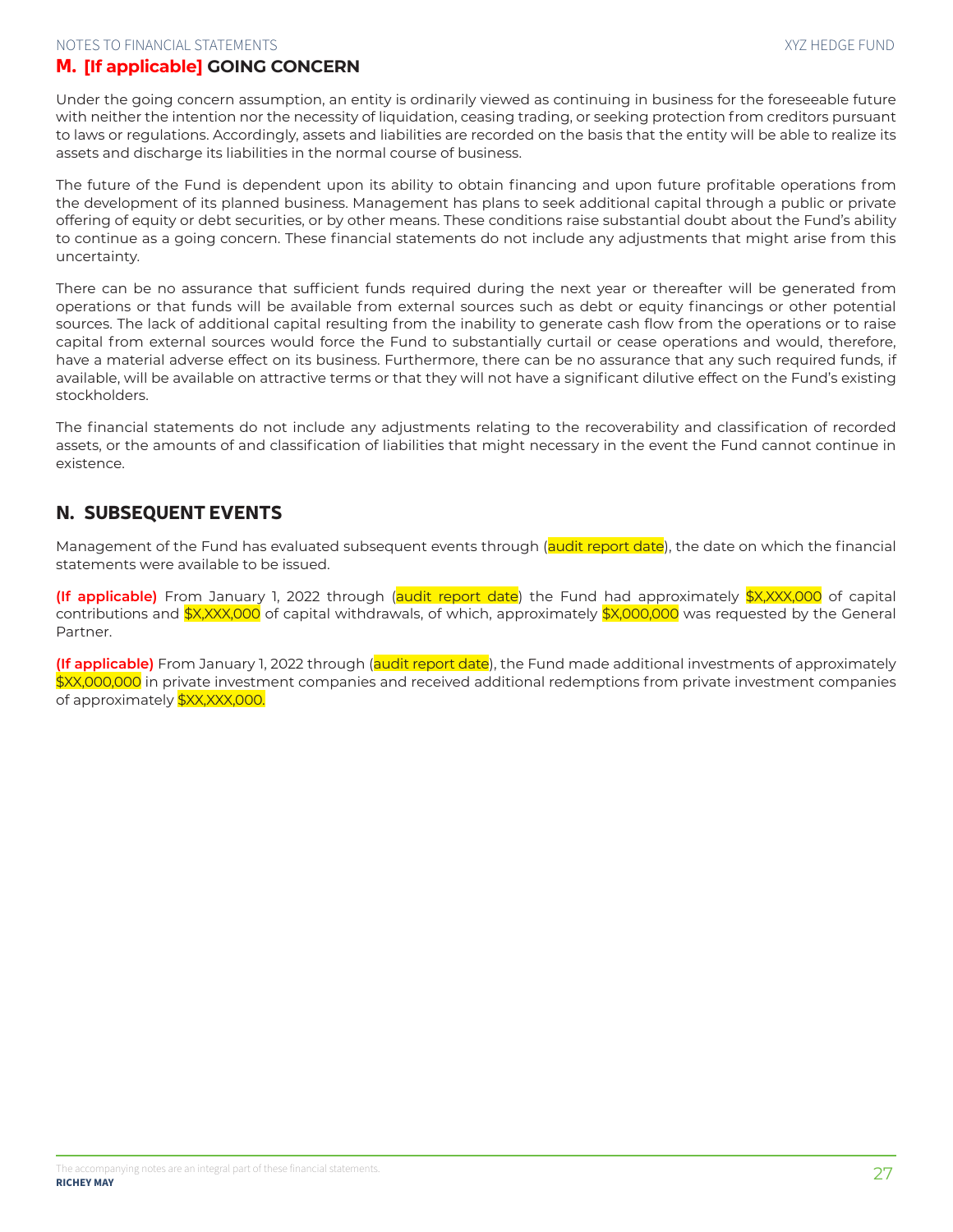## M. [If applicable] GOING CONCERN

Under the going concern assumption, an entity is ordinarily viewed as continuing in business for the foreseeable future with neither the intention nor the necessity of liquidation, ceasing trading, or seeking protection from creditors pursuant to laws or regulations. Accordingly, assets and liabilities are recorded on the basis that the entity will be able to realize its assets and discharge its liabilities in the normal course of business.

The future of the Fund is dependent upon its ability to obtain financing and upon future profitable operations from the development of its planned business. Management has plans to seek additional capital through a public or private offering of equity or debt securities, or by other means. These conditions raise substantial doubt about the Fund's ability to continue as a going concern. These financial statements do not include any adjustments that might arise from this uncertainty.

There can be no assurance that sufficient funds required during the next year or thereafter will be generated from operations or that funds will be available from external sources such as debt or equity financings or other potential sources. The lack of additional capital resulting from the inability to generate cash flow from the operations or to raise capital from external sources would force the Fund to substantially curtail or cease operations and would, therefore, have a material adverse effect on its business. Furthermore, there can be no assurance that any such required funds, if available, will be available on attractive terms or that they will not have a significant dilutive effect on the Fund's existing stockholders.

The financial statements do not include any adjustments relating to the recoverability and classification of recorded assets, or the amounts of and classification of liabilities that might necessary in the event the Fund cannot continue in existence.

## N. SUBSEQUENT EVENTS

Management of the Fund has evaluated subsequent events through (audit report date), the date on which the financial statements were available to be issued.

**(If applicable)** From January 1, 2022 through (audit report date) the Fund had approximately $X,XXX,000 of capital contributions and $X,XXX,000 of capital withdrawals, of which, approximately $X,000,000 was requested by the General Partner.

**(If applicable)** From January 1, 2022 through (audit report date), the Fund made additional investments of approximately $XX,000,000 in private investment companies and received additional redemptions from private investment companies of approximately $XX,XXX,000.